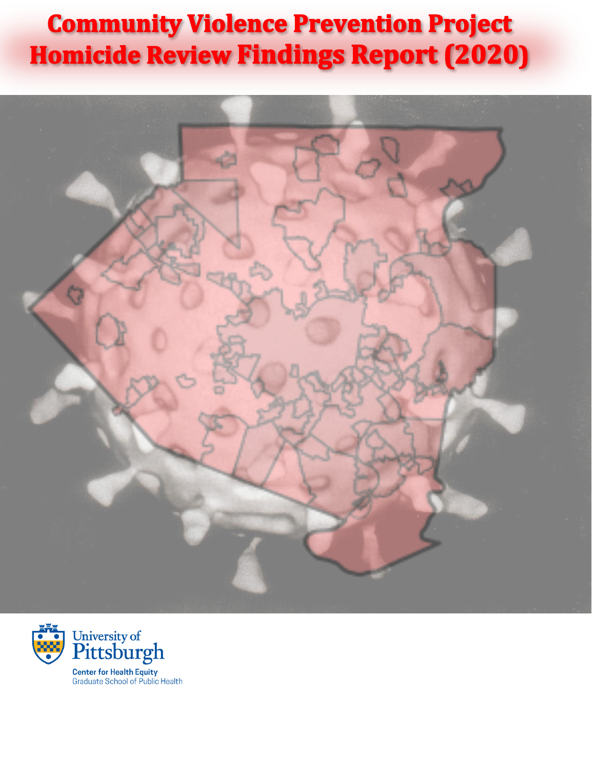# Community Violence Prevention Project Homicide Review Findings Report (2020)

University of Pittsburgh

Center for Health Equity

Graduate School of Public Health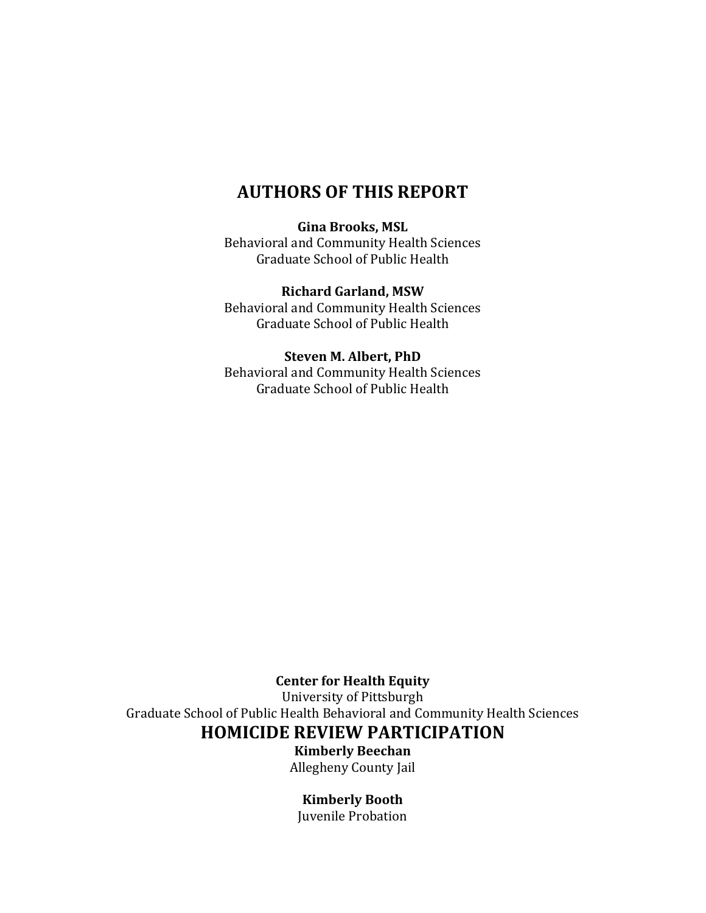# AUTHORS OF THIS REPORT

**Gina Brooks, MSL**
Behavioral and Community Health Sciences
Graduate School of Public Health

**Richard Garland, MSW**
Behavioral and Community Health Sciences
Graduate School of Public Health

**Steven M. Albert, PhD**
Behavioral and Community Health Sciences
Graduate School of Public Health

**Center for Health Equity**
University of Pittsburgh
Graduate School of Public Health Behavioral and Community Health Sciences

## HOMICIDE REVIEW PARTICIPATION

**Kimberly Beechan**
Allegheny County Jail

**Kimberly Booth**
Juvenile Probation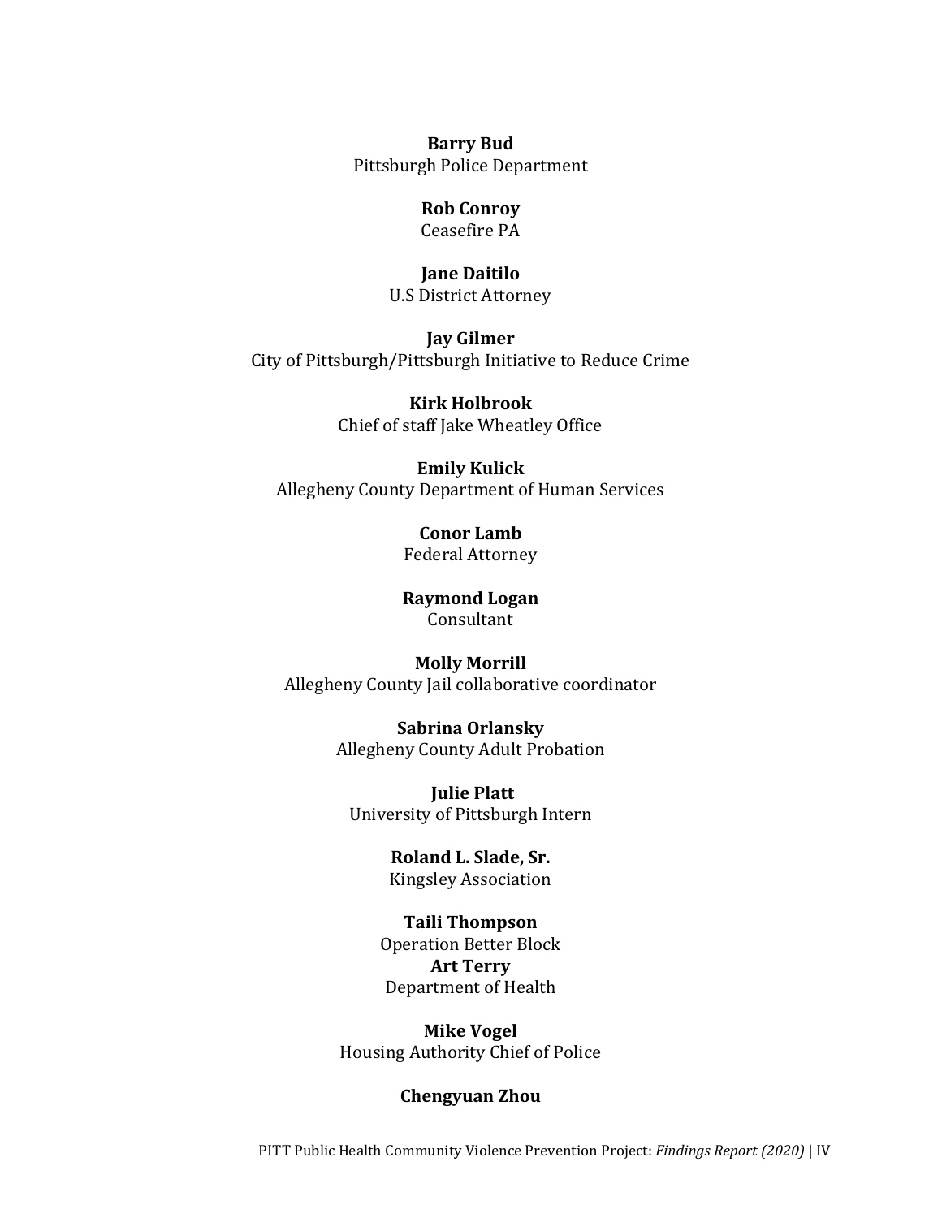**Barry Bud**
Pittsburgh Police Department

**Rob Conroy**
Ceasefire PA

**Jane Daitilo**
U.S District Attorney

**Jay Gilmer**
City of Pittsburgh/Pittsburgh Initiative to Reduce Crime

**Kirk Holbrook**
Chief of staff Jake Wheatley Office

**Emily Kulick**
Allegheny County Department of Human Services

**Conor Lamb**
Federal Attorney

**Raymond Logan**
Consultant

**Molly Morrill**
Allegheny County Jail collaborative coordinator

**Sabrina Orlansky**
Allegheny County Adult Probation

**Julie Platt**
University of Pittsburgh Intern

**Roland L. Slade, Sr.**
Kingsley Association

**Taili Thompson**
Operation Better Block
**Art Terry**
Department of Health

**Mike Vogel**
Housing Authority Chief of Police

**Chengyuan Zhou**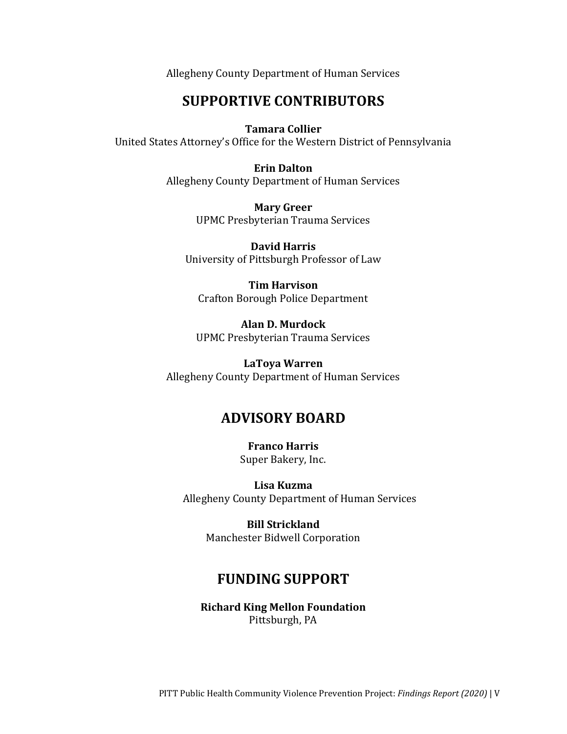Allegheny County Department of Human Services

## SUPPORTIVE CONTRIBUTORS

**Tamara Collier**
United States Attorney's Office for the Western District of Pennsylvania

**Erin Dalton**
Allegheny County Department of Human Services

**Mary Greer**
UPMC Presbyterian Trauma Services

**David Harris**
University of Pittsburgh Professor of Law

**Tim Harvison**
Crafton Borough Police Department

**Alan D. Murdock**
UPMC Presbyterian Trauma Services

**LaToya Warren**
Allegheny County Department of Human Services

## ADVISORY BOARD

**Franco Harris**
Super Bakery, Inc.

**Lisa Kuzma**
Allegheny County Department of Human Services

**Bill Strickland**
Manchester Bidwell Corporation

## FUNDING SUPPORT

**Richard King Mellon Foundation**
Pittsburgh, PA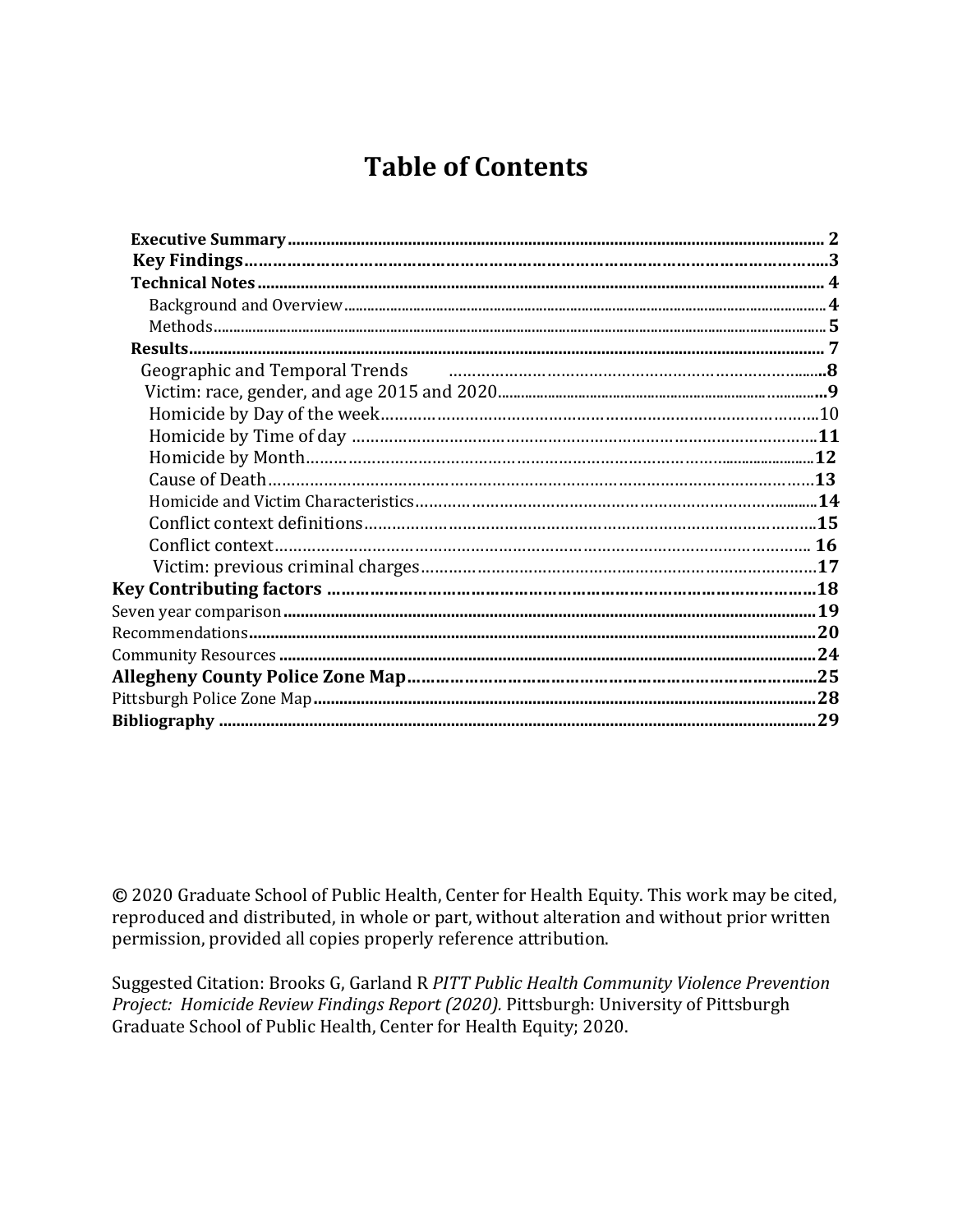# Table of Contents

- **Executive Summary** ..... 2
- **Key Findings** ..... 3
- **Technical Notes** ..... 4
  - Background and Overview ..... 4
  - Methods ..... 5
- **Results** ..... 7
  - Geographic and Temporal Trends ..... 8
  - Victim: race, gender, and age 2015 and 2020 ..... 9
  - Homicide by Day of the week ..... 10
  - Homicide by Time of day ..... 11
  - Homicide by Month ..... 12
  - Cause of Death ..... 13
  - Homicide and Victim Characteristics ..... 14
  - Conflict context definitions ..... 15
  - Conflict context ..... 16
  - Victim: previous criminal charges ..... 17
- **Key Contributing factors** ..... 18
- Seven year comparison ..... 19
- Recommendations ..... 20
- Community Resources ..... 24
- **Allegheny County Police Zone Map** ..... 25
- Pittsburgh Police Zone Map ..... 28
- **Bibliography** ..... 29

© 2020 Graduate School of Public Health, Center for Health Equity. This work may be cited, reproduced and distributed, in whole or part, without alteration and without prior written permission, provided all copies properly reference attribution.

Suggested Citation: Brooks G, Garland R *PITT Public Health Community Violence Prevention Project: Homicide Review Findings Report (2020).* Pittsburgh: University of Pittsburgh Graduate School of Public Health, Center for Health Equity; 2020.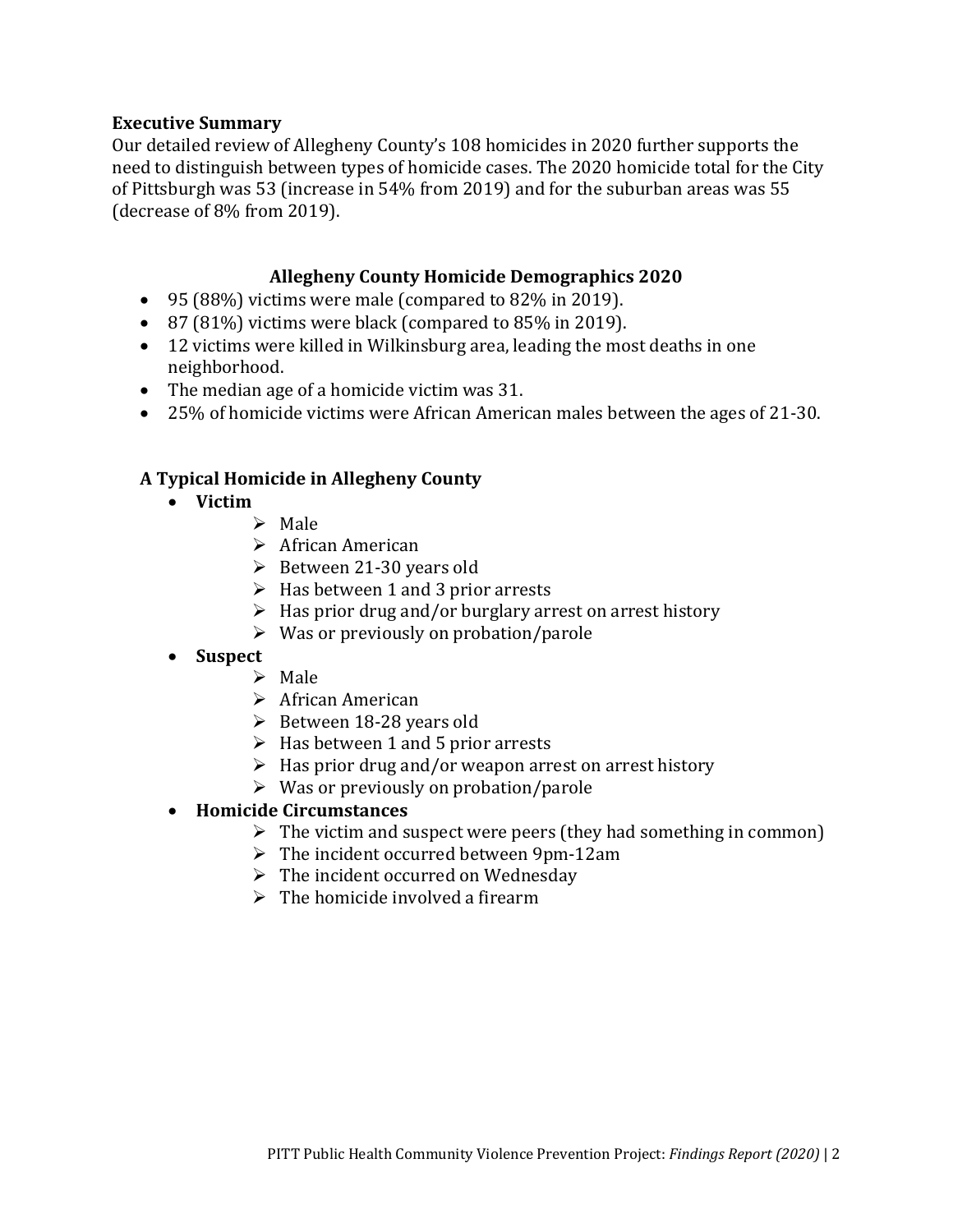## Executive Summary

Our detailed review of Allegheny County's 108 homicides in 2020 further supports the need to distinguish between types of homicide cases. The 2020 homicide total for the City of Pittsburgh was 53 (increase in 54% from 2019) and for the suburban areas was 55 (decrease of 8% from 2019).

### Allegheny County Homicide Demographics 2020

- 95 (88%) victims were male (compared to 82% in 2019).
- 87 (81%) victims were black (compared to 85% in 2019).
- 12 victims were killed in Wilkinsburg area, leading the most deaths in one neighborhood.
- The median age of a homicide victim was 31.
- 25% of homicide victims were African American males between the ages of 21-30.

### A Typical Homicide in Allegheny County

- **Victim**
  - Male
  - African American
  - Between 21-30 years old
  - Has between 1 and 3 prior arrests
  - Has prior drug and/or burglary arrest on arrest history
  - Was or previously on probation/parole
- **Suspect**
  - Male
  - African American
  - Between 18-28 years old
  - Has between 1 and 5 prior arrests
  - Has prior drug and/or weapon arrest on arrest history
  - Was or previously on probation/parole
- **Homicide Circumstances**
  - The victim and suspect were peers (they had something in common)
  - The incident occurred between 9pm-12am
  - The incident occurred on Wednesday
  - The homicide involved a firearm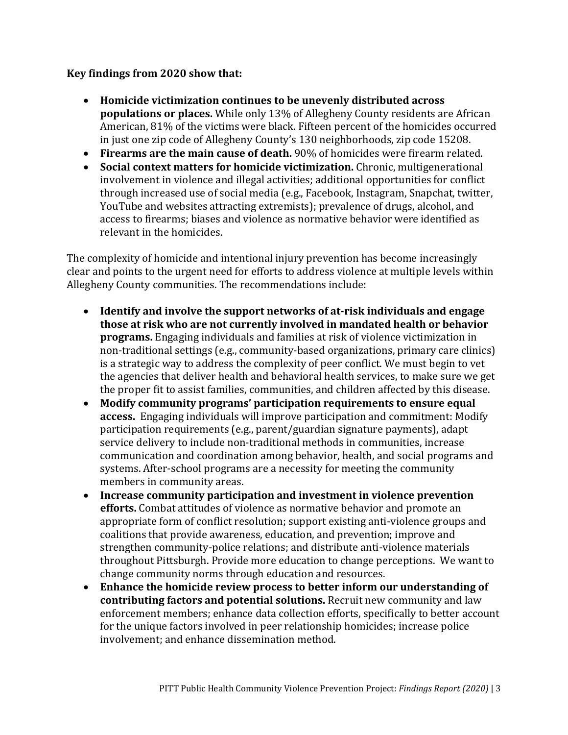**Key findings from 2020 show that:**

- **Homicide victimization continues to be unevenly distributed across populations or places.** While only 13% of Allegheny County residents are African American, 81% of the victims were black. Fifteen percent of the homicides occurred in just one zip code of Allegheny County's 130 neighborhoods, zip code 15208.
- **Firearms are the main cause of death.** 90% of homicides were firearm related.
- **Social context matters for homicide victimization.** Chronic, multigenerational involvement in violence and illegal activities; additional opportunities for conflict through increased use of social media (e.g., Facebook, Instagram, Snapchat, twitter, YouTube and websites attracting extremists); prevalence of drugs, alcohol, and access to firearms; biases and violence as normative behavior were identified as relevant in the homicides.

The complexity of homicide and intentional injury prevention has become increasingly clear and points to the urgent need for efforts to address violence at multiple levels within Allegheny County communities. The recommendations include:

- **Identify and involve the support networks of at-risk individuals and engage those at risk who are not currently involved in mandated health or behavior programs.** Engaging individuals and families at risk of violence victimization in non-traditional settings (e.g., community-based organizations, primary care clinics) is a strategic way to address the complexity of peer conflict. We must begin to vet the agencies that deliver health and behavioral health services, to make sure we get the proper fit to assist families, communities, and children affected by this disease.
- **Modify community programs' participation requirements to ensure equal access.** Engaging individuals will improve participation and commitment: Modify participation requirements (e.g., parent/guardian signature payments), adapt service delivery to include non-traditional methods in communities, increase communication and coordination among behavior, health, and social programs and systems. After-school programs are a necessity for meeting the community members in community areas.
- **Increase community participation and investment in violence prevention efforts.** Combat attitudes of violence as normative behavior and promote an appropriate form of conflict resolution; support existing anti-violence groups and coalitions that provide awareness, education, and prevention; improve and strengthen community-police relations; and distribute anti-violence materials throughout Pittsburgh. Provide more education to change perceptions. We want to change community norms through education and resources.
- **Enhance the homicide review process to better inform our understanding of contributing factors and potential solutions.** Recruit new community and law enforcement members; enhance data collection efforts, specifically to better account for the unique factors involved in peer relationship homicides; increase police involvement; and enhance dissemination method.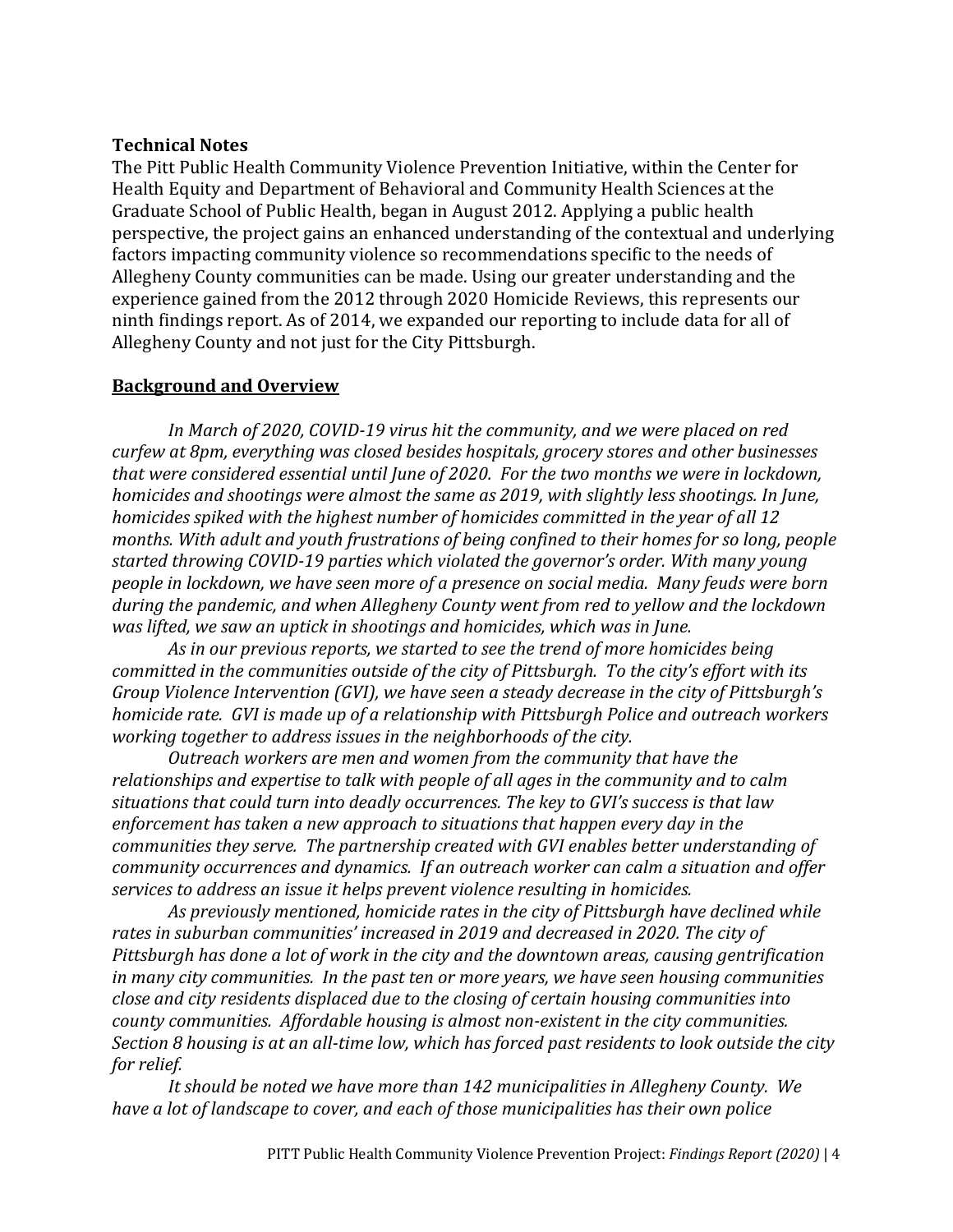**Technical Notes**

The Pitt Public Health Community Violence Prevention Initiative, within the Center for Health Equity and Department of Behavioral and Community Health Sciences at the Graduate School of Public Health, began in August 2012. Applying a public health perspective, the project gains an enhanced understanding of the contextual and underlying factors impacting community violence so recommendations specific to the needs of Allegheny County communities can be made. Using our greater understanding and the experience gained from the 2012 through 2020 Homicide Reviews, this represents our ninth findings report. As of 2014, we expanded our reporting to include data for all of Allegheny County and not just for the City Pittsburgh.

## Background and Overview

*In March of 2020, COVID-19 virus hit the community, and we were placed on red curfew at 8pm, everything was closed besides hospitals, grocery stores and other businesses that were considered essential until June of 2020. For the two months we were in lockdown, homicides and shootings were almost the same as 2019, with slightly less shootings. In June, homicides spiked with the highest number of homicides committed in the year of all 12 months. With adult and youth frustrations of being confined to their homes for so long, people started throwing COVID-19 parties which violated the governor's order. With many young people in lockdown, we have seen more of a presence on social media. Many feuds were born during the pandemic, and when Allegheny County went from red to yellow and the lockdown was lifted, we saw an uptick in shootings and homicides, which was in June.*

*As in our previous reports, we started to see the trend of more homicides being committed in the communities outside of the city of Pittsburgh. To the city's effort with its Group Violence Intervention (GVI), we have seen a steady decrease in the city of Pittsburgh's homicide rate. GVI is made up of a relationship with Pittsburgh Police and outreach workers working together to address issues in the neighborhoods of the city.*

*Outreach workers are men and women from the community that have the relationships and expertise to talk with people of all ages in the community and to calm situations that could turn into deadly occurrences. The key to GVI's success is that law enforcement has taken a new approach to situations that happen every day in the communities they serve. The partnership created with GVI enables better understanding of community occurrences and dynamics. If an outreach worker can calm a situation and offer services to address an issue it helps prevent violence resulting in homicides.*

*As previously mentioned, homicide rates in the city of Pittsburgh have declined while rates in suburban communities' increased in 2019 and decreased in 2020. The city of Pittsburgh has done a lot of work in the city and the downtown areas, causing gentrification in many city communities. In the past ten or more years, we have seen housing communities close and city residents displaced due to the closing of certain housing communities into county communities. Affordable housing is almost non-existent in the city communities. Section 8 housing is at an all-time low, which has forced past residents to look outside the city for relief.*

*It should be noted we have more than 142 municipalities in Allegheny County. We have a lot of landscape to cover, and each of those municipalities has their own police*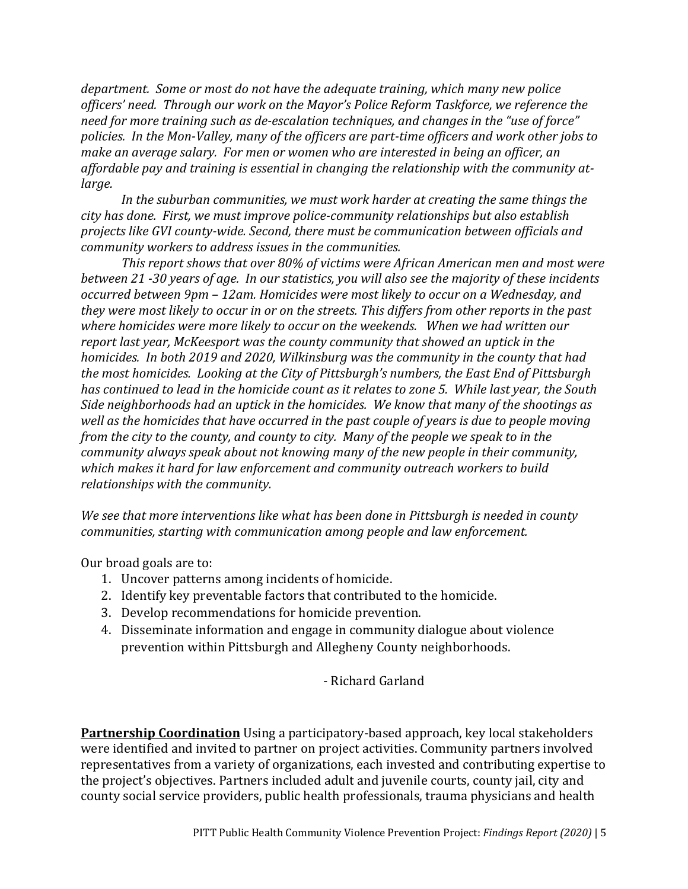*department. Some or most do not have the adequate training, which many new police officers' need. Through our work on the Mayor's Police Reform Taskforce, we reference the need for more training such as de-escalation techniques, and changes in the "use of force" policies. In the Mon-Valley, many of the officers are part-time officers and work other jobs to make an average salary. For men or women who are interested in being an officer, an affordable pay and training is essential in changing the relationship with the community at-large.*

*In the suburban communities, we must work harder at creating the same things the city has done. First, we must improve police-community relationships but also establish projects like GVI county-wide. Second, there must be communication between officials and community workers to address issues in the communities.*

*This report shows that over 80% of victims were African American men and most were between 21 -30 years of age. In our statistics, you will also see the majority of these incidents occurred between 9pm – 12am. Homicides were most likely to occur on a Wednesday, and they were most likely to occur in or on the streets. This differs from other reports in the past where homicides were more likely to occur on the weekends. When we had written our report last year, McKeesport was the county community that showed an uptick in the homicides. In both 2019 and 2020, Wilkinsburg was the community in the county that had the most homicides. Looking at the City of Pittsburgh's numbers, the East End of Pittsburgh has continued to lead in the homicide count as it relates to zone 5. While last year, the South Side neighborhoods had an uptick in the homicides. We know that many of the shootings as well as the homicides that have occurred in the past couple of years is due to people moving from the city to the county, and county to city. Many of the people we speak to in the community always speak about not knowing many of the new people in their community, which makes it hard for law enforcement and community outreach workers to build relationships with the community.*

*We see that more interventions like what has been done in Pittsburgh is needed in county communities, starting with communication among people and law enforcement.*

Our broad goals are to:

1. Uncover patterns among incidents of homicide.
2. Identify key preventable factors that contributed to the homicide.
3. Develop recommendations for homicide prevention.
4. Disseminate information and engage in community dialogue about violence prevention within Pittsburgh and Allegheny County neighborhoods.

- Richard Garland

**Partnership Coordination** Using a participatory-based approach, key local stakeholders were identified and invited to partner on project activities. Community partners involved representatives from a variety of organizations, each invested and contributing expertise to the project's objectives. Partners included adult and juvenile courts, county jail, city and county social service providers, public health professionals, trauma physicians and health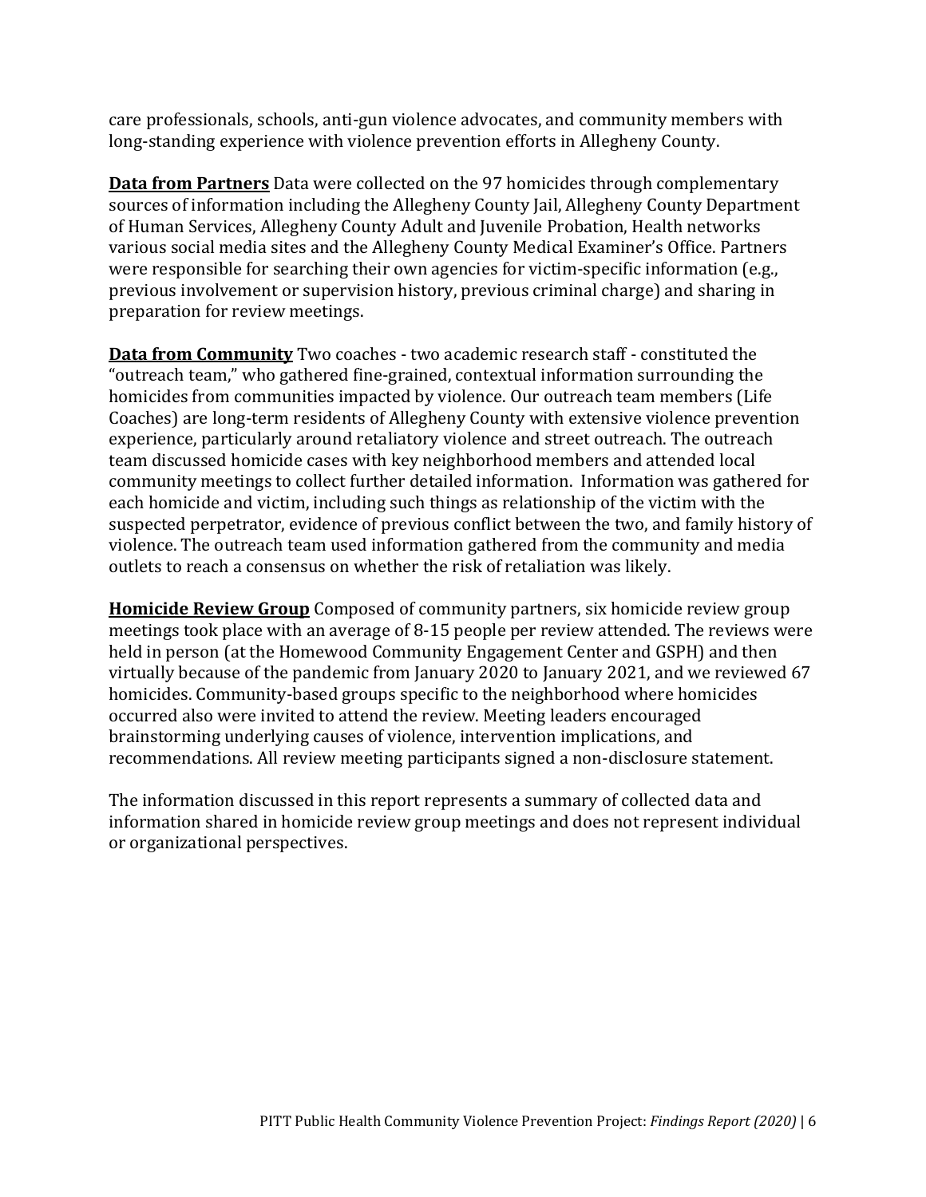care professionals, schools, anti-gun violence advocates, and community members with long-standing experience with violence prevention efforts in Allegheny County.

**Data from Partners** Data were collected on the 97 homicides through complementary sources of information including the Allegheny County Jail, Allegheny County Department of Human Services, Allegheny County Adult and Juvenile Probation, Health networks various social media sites and the Allegheny County Medical Examiner's Office. Partners were responsible for searching their own agencies for victim-specific information (e.g., previous involvement or supervision history, previous criminal charge) and sharing in preparation for review meetings.

**Data from Community** Two coaches - two academic research staff - constituted the "outreach team," who gathered fine-grained, contextual information surrounding the homicides from communities impacted by violence. Our outreach team members (Life Coaches) are long-term residents of Allegheny County with extensive violence prevention experience, particularly around retaliatory violence and street outreach. The outreach team discussed homicide cases with key neighborhood members and attended local community meetings to collect further detailed information. Information was gathered for each homicide and victim, including such things as relationship of the victim with the suspected perpetrator, evidence of previous conflict between the two, and family history of violence. The outreach team used information gathered from the community and media outlets to reach a consensus on whether the risk of retaliation was likely.

**Homicide Review Group** Composed of community partners, six homicide review group meetings took place with an average of 8-15 people per review attended. The reviews were held in person (at the Homewood Community Engagement Center and GSPH) and then virtually because of the pandemic from January 2020 to January 2021, and we reviewed 67 homicides. Community-based groups specific to the neighborhood where homicides occurred also were invited to attend the review. Meeting leaders encouraged brainstorming underlying causes of violence, intervention implications, and recommendations. All review meeting participants signed a non-disclosure statement.

The information discussed in this report represents a summary of collected data and information shared in homicide review group meetings and does not represent individual or organizational perspectives.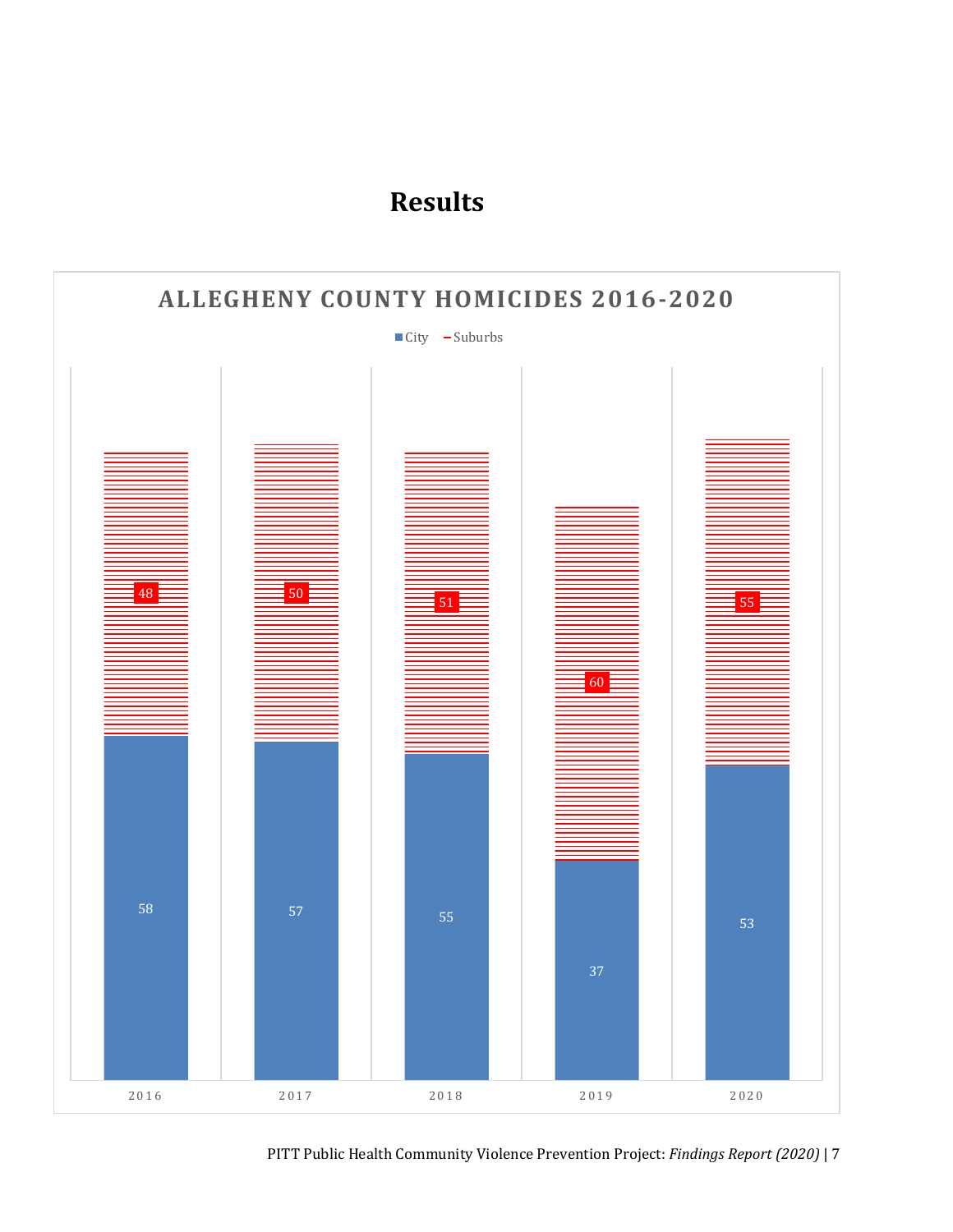# Results

**ALLEGHENY COUNTY HOMICIDES 2016-2020**

| Year | City | Suburbs |
|---|---|---|
| 2016 | 58 | 48 |
| 2017 | 57 | 50 |
| 2018 | 55 | 51 |
| 2019 | 37 | 60 |
| 2020 | 53 | 55 |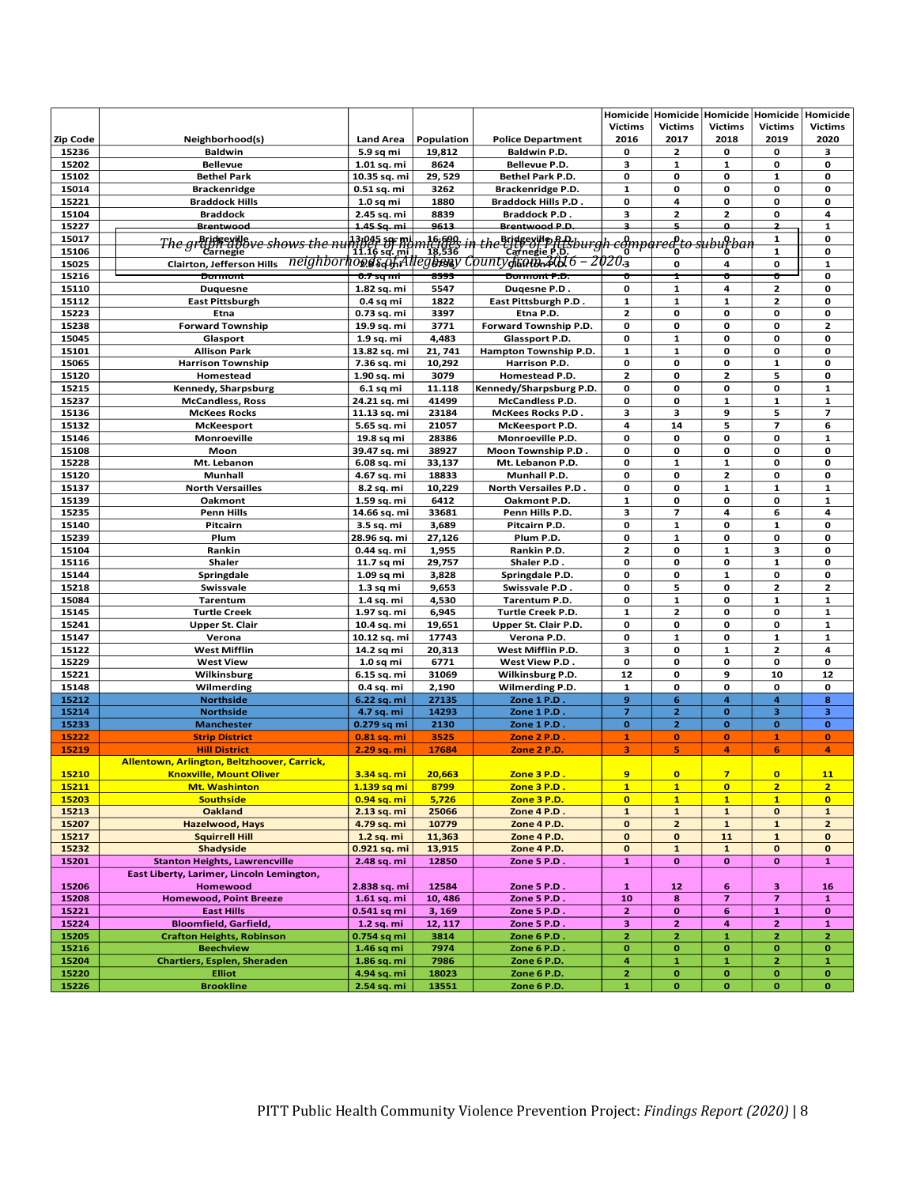| Zip Code | Neighborhood(s) | Land Area | Population | Police Department | Homicide Victims 2016 | Homicide Victims 2017 | Homicide Victims 2018 | Homicide Victims 2019 | Homicide Victims 2020 |
|---|---|---|---|---|---|---|---|---|---|
| 15236 | Baldwin | 5.9 sq mi | 19,812 | Baldwin P.D. | 0 | 2 | 0 | 0 | 3 |
| 15202 | Bellevue | 1.01 sq. mi | 8624 | Bellevue P.D. | 3 | 1 | 1 | 0 | 0 |
| 15102 | Bethel Park | 10.35 sq. mi | 29, 529 | Bethel Park P.D. | 0 | 0 | 0 | 1 | 0 |
| 15014 | Brackenridge | 0.51 sq. mi | 3262 | Brackenridge P.D. | 1 | 0 | 0 | 0 | 0 |
| 15221 | Braddock Hills | 1.0 sq mi | 1880 | Braddock Hills P.D . | 0 | 4 | 0 | 0 | 0 |
| 15104 | Braddock | 2.45 sq. mi | 8839 | Braddock P.D . | 3 | 2 | 2 | 0 | 4 |
| 15227 | Brentwood | 1.45 Sq. mi | 9613 | Brentwood P.D. | 3 | 5 | 0 | 2 | 1 |
| 15017 | Bridgeville | 13.045 sq mi | 16,690 | Bridgeville P.D. | 0 | 0 | 0 | 1 | 0 |
| 15106 | Carnegie | 11.16 sq. mi | 18,536 | Carnegie P.D. | 0 | 0 | 0 | 1 | 0 |
| 15025 | Clairton, Jefferson Hills | 2.9 sq mi | 8,756 | Clairton P.D. | 3 | 0 | 4 | 0 | 1 |
| 15216 | Dormont | 0.7 sq mi | 8593 | Dormont P.D. | 0 | 1 | 0 | 0 | 0 |
| 15110 | Duquesne | 1.82 sq. mi | 5547 | Duqesne P.D . | 0 | 1 | 4 | 2 | 0 |
| 15112 | East Pittsburgh | 0.4 sq mi | 1822 | East Pittsburgh P.D . | 1 | 1 | 1 | 2 | 0 |
| 15223 | Etna | 0.73 sq. mi | 3397 | Etna P.D. | 2 | 0 | 0 | 0 | 0 |
| 15238 | Forward Township | 19.9 sq. mi | 3771 | Forward Township P.D. | 0 | 0 | 0 | 0 | 2 |
| 15045 | Glassport | 1.9 sq. mi | 4,483 | Glassport P.D. | 0 | 1 | 0 | 0 | 0 |
| 15101 | Allison Park | 13.82 sq. mi | 21, 741 | Hampton Township P.D. | 1 | 1 | 0 | 0 | 0 |
| 15065 | Harrison Township | 7.36 sq. mi | 10,292 | Harrison P.D. | 0 | 0 | 0 | 1 | 0 |
| 15120 | Homestead | 1.90 sq. mi | 3079 | Homestead P.D. | 2 | 0 | 2 | 5 | 0 |
| 15215 | Kennedy, Sharpsburg | 6.1 sq mi | 11.118 | Kennedy/Sharpsburg P.D. | 0 | 0 | 0 | 0 | 1 |
| 15237 | McCandless, Ross | 24.21 sq. mi | 41499 | McCandless P.D. | 0 | 0 | 1 | 1 | 1 |
| 15136 | McKees Rocks | 11.13 sq. mi | 23184 | McKees Rocks P.D . | 3 | 3 | 9 | 5 | 7 |
| 15132 | McKeesport | 5.65 sq. mi | 21057 | McKeesport P.D. | 4 | 14 | 5 | 7 | 6 |
| 15146 | Monroeville | 19.8 sq mi | 28386 | Monroeville P.D. | 0 | 0 | 0 | 0 | 1 |
| 15108 | Moon | 39.47 sq. mi | 38927 | Moon Township P.D . | 0 | 0 | 0 | 0 | 0 |
| 15228 | Mt. Lebanon | 6.08 sq. mi | 33,137 | Mt. Lebanon P.D. | 0 | 1 | 1 | 0 | 0 |
| 15120 | Munhall | 4.67 sq. mi | 18833 | Munhall P.D. | 0 | 0 | 2 | 0 | 0 |
| 15137 | North Versailles | 8.2 sq. mi | 10,229 | North Versailes P.D . | 0 | 0 | 1 | 1 | 1 |
| 15139 | Oakmont | 1.59 sq. mi | 6412 | Oakmont P.D. | 1 | 0 | 0 | 0 | 1 |
| 15235 | Penn Hills | 14.66 sq. mi | 33681 | Penn Hills P.D. | 3 | 7 | 4 | 6 | 4 |
| 15140 | Pitcairn | 3.5 sq. mi | 3,689 | Pitcairn P.D. | 0 | 1 | 0 | 1 | 0 |
| 15239 | Plum | 28.96 sq. mi | 27,126 | Plum P.D. | 0 | 1 | 0 | 0 | 0 |
| 15104 | Rankin | 0.44 sq. mi | 1,955 | Rankin P.D. | 2 | 0 | 1 | 3 | 0 |
| 15116 | Shaler | 11.7 sq mi | 29,757 | Shaler P.D . | 0 | 0 | 0 | 1 | 0 |
| 15144 | Springdale | 1.09 sq mi | 3,828 | Springdale P.D. | 0 | 0 | 1 | 0 | 0 |
| 15218 | Swissvale | 1.3 sq mi | 9,653 | Swissvale P.D . | 0 | 5 | 0 | 2 | 2 |
| 15084 | Tarentum | 1.4 sq. mi | 4,530 | Tarentum P.D. | 0 | 1 | 0 | 1 | 1 |
| 15145 | Turtle Creek | 1.97 sq. mi | 6,945 | Turtle Creek P.D. | 1 | 2 | 0 | 0 | 1 |
| 15241 | Upper St. Clair | 10.4 sq. mi | 19,651 | Upper St. Clair P.D. | 0 | 0 | 0 | 0 | 1 |
| 15147 | Verona | 10.12 sq. mi | 17743 | Verona P.D. | 0 | 1 | 0 | 1 | 1 |
| 15122 | West Mifflin | 14.2 sq mi | 20,313 | West Mifflin P.D. | 3 | 0 | 1 | 2 | 4 |
| 15229 | West View | 1.0 sq mi | 6771 | West View P.D . | 0 | 0 | 0 | 0 | 0 |
| 15221 | Wilkinsburg | 6.15 sq. mi | 31069 | Wilkinsburg P.D. | 12 | 0 | 9 | 10 | 12 |
| 15148 | Wilmerding | 0.4 sq. mi | 2,190 | Wilmerding P.D. | 1 | 0 | 0 | 0 | 0 |
| 15212 | Northside | 6.22 sq. mi | 27135 | Zone 1 P.D . | 9 | 6 | 4 | 4 | 8 |
| 15214 | Northside | 4.7 sq. mi | 14293 | Zone 1 P.D . | 7 | 2 | 0 | 3 | 3 |
| 15233 | Manchester | 0.279 sq mi | 2130 | Zone 1 P.D . | 0 | 2 | 0 | 0 | 0 |
| 15222 | Strip District | 0.81 sq. mi | 3525 | Zone 2 P.D . | 1 | 0 | 0 | 1 | 0 |
| 15219 | Hill District | 2.29 sq. mi | 17684 | Zone 2 P.D. | 3 | 5 | 4 | 6 | 4 |
| 15210 | Allentown, Arlington, Beltzhoover, Carrick, Knoxville, Mount Oliver | 3.34 sq. mi | 20,663 | Zone 3 P.D . | 9 | 0 | 7 | 0 | 11 |
| 15211 | Mt. Washinton | 1.139 sq mi | 8799 | Zone 3 P.D . | 1 | 1 | 0 | 2 | 2 |
| 15203 | Southside | 0.94 sq. mi | 5,726 | Zone 3 P.D. | 0 | 1 | 1 | 1 | 0 |
| 15213 | Oakland | 2.13 sq. mi | 25066 | Zone 4 P.D . | 1 | 1 | 1 | 0 | 1 |
| 15207 | Hazelwood, Hays | 4.79 sq. mi | 10779 | Zone 4 P.D. | 0 | 2 | 1 | 1 | 2 |
| 15217 | Squirrell Hill | 1.2 sq. mi | 11,363 | Zone 4 P.D. | 0 | 0 | 11 | 1 | 0 |
| 15232 | Shadyside | 0.921 sq. mi | 13,915 | Zone 4 P.D. | 0 | 1 | 1 | 0 | 0 |
| 15201 | Stanton Heights, Lawrencville | 2.48 sq. mi | 12850 | Zone 5 P.D . | 1 | 0 | 0 | 0 | 1 |
| 15206 | East Liberty, Larimer, Lincoln Lemington, Homewood | 2.838 sq. mi | 12584 | Zone 5 P.D . | 1 | 12 | 6 | 3 | 16 |
| 15208 | Homewood, Point Breeze | 1.61 sq. mi | 10, 486 | Zone 5 P.D . | 10 | 8 | 7 | 7 | 1 |
| 15221 | East Hills | 0.541 sq mi | 3, 169 | Zone 5 P.D . | 2 | 0 | 6 | 1 | 0 |
| 15224 | Bloomfield, Garfield, | 1.2 sq. mi | 12, 117 | Zone 5 P.D . | 3 | 2 | 4 | 2 | 1 |
| 15205 | Crafton Heights, Robinson | 0.754 sq mi | 3814 | Zone 6 P.D . | 2 | 2 | 1 | 2 | 2 |
| 15216 | Beechview | 1.46 sq mi | 7974 | Zone 6 P.D . | 0 | 0 | 0 | 0 | 0 |
| 15204 | Chartiers, Esplen, Sheraden | 1.86 sq. mi | 7986 | Zone 6 P.D . | 4 | 1 | 1 | 2 | 1 |
| 15220 | Elliot | 4.94 sq. mi | 18023 | Zone 6 P.D. | 2 | 0 | 0 | 0 | 0 |
| 15226 | Brookline | 2.54 sq. mi | 13551 | Zone 6 P.D. | 1 | 0 | 0 | 0 | 0 |

*The graph above shows the number of homicides in the city of Pittsburgh compared to suburban neighborhoods of Allegheny County from 2016 – 2020.*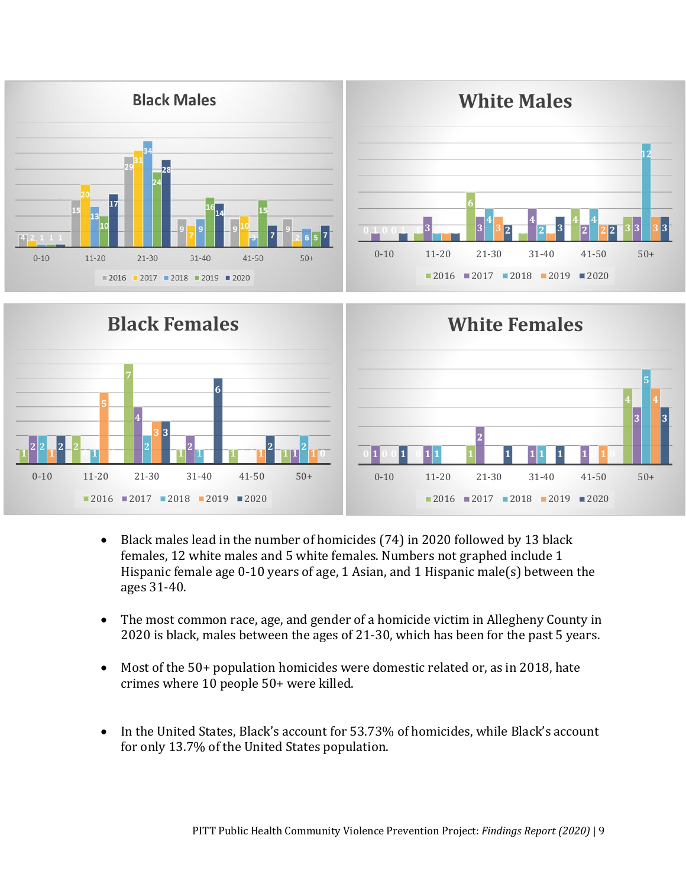## Black Males

| Age | 2016 | 2017 | 2018 | 2019 | 2020 |
|---|---|---|---|---|---|
| 0-10 | 4 | 2 | 1 | 1 | 1 |
| 11-20 | 15 | 20 | 13 | 10 | 17 |
| 21-30 | 29 | 31 | 34 | 24 | 28 |
| 31-40 | 9 | 7 | 9 | 16 | 14 |
| 41-50 | 9 | 10 | 3 | 15 | 7 |
| 50+ | 9 | 2 | 6 | 5 | 7 |

## White Males

| Age | 2016 | 2017 | 2018 | 2019 | 2020 |
|---|---|---|---|---|---|
| 0-10 | 0 | 1 | 0 | 0 | 1 |
| 11-20 | 1 | 3 | | | |
| 21-30 | 6 | 3 | 4 | 3 | 2 |
| 31-40 | | 4 | 2 | | 3 |
| 41-50 | 4 | 2 | 4 | 2 | 2 |
| 50+ | 3 | 3 | 12 | 3 | 3 |

## Black Females

| Age | 2016 | 2017 | 2018 | 2019 | 2020 |
|---|---|---|---|---|---|
| 0-10 | 1 | 2 | 2 | 1 | 2 |
| 11-20 | 2 | 0 | 1 | 5 | |
| 21-30 | 7 | 4 | 2 | 3 | 3 |
| 31-40 | 1 | 2 | 1 | | 6 |
| 41-50 | 1 | | | 1 | 2 |
| 50+ | 1 | 1 | 2 | 1 | 0 |

## White Females

| Age | 2016 | 2017 | 2018 | 2019 | 2020 |
|---|---|---|---|---|---|
| 0-10 | 0 | 1 | 0 | 0 | 1 |
| 11-20 | 0 | 1 | 1 | | |
| 21-30 | 1 | 2 | | | 1 |
| 31-40 | | 1 | 1 | | 1 |
| 41-50 | | 1 | 0 | 1 | 0 |
| 50+ | 4 | 3 | 5 | 4 | 3 |

- Black males lead in the number of homicides (74) in 2020 followed by 13 black females, 12 white males and 5 white females. Numbers not graphed include 1 Hispanic female age 0-10 years of age, 1 Asian, and 1 Hispanic male(s) between the ages 31-40.

- The most common race, age, and gender of a homicide victim in Allegheny County in 2020 is black, males between the ages of 21-30, which has been for the past 5 years.

- Most of the 50+ population homicides were domestic related or, as in 2018, hate crimes where 10 people 50+ were killed.

- In the United States, Black's account for 53.73% of homicides, while Black's account for only 13.7% of the United States population.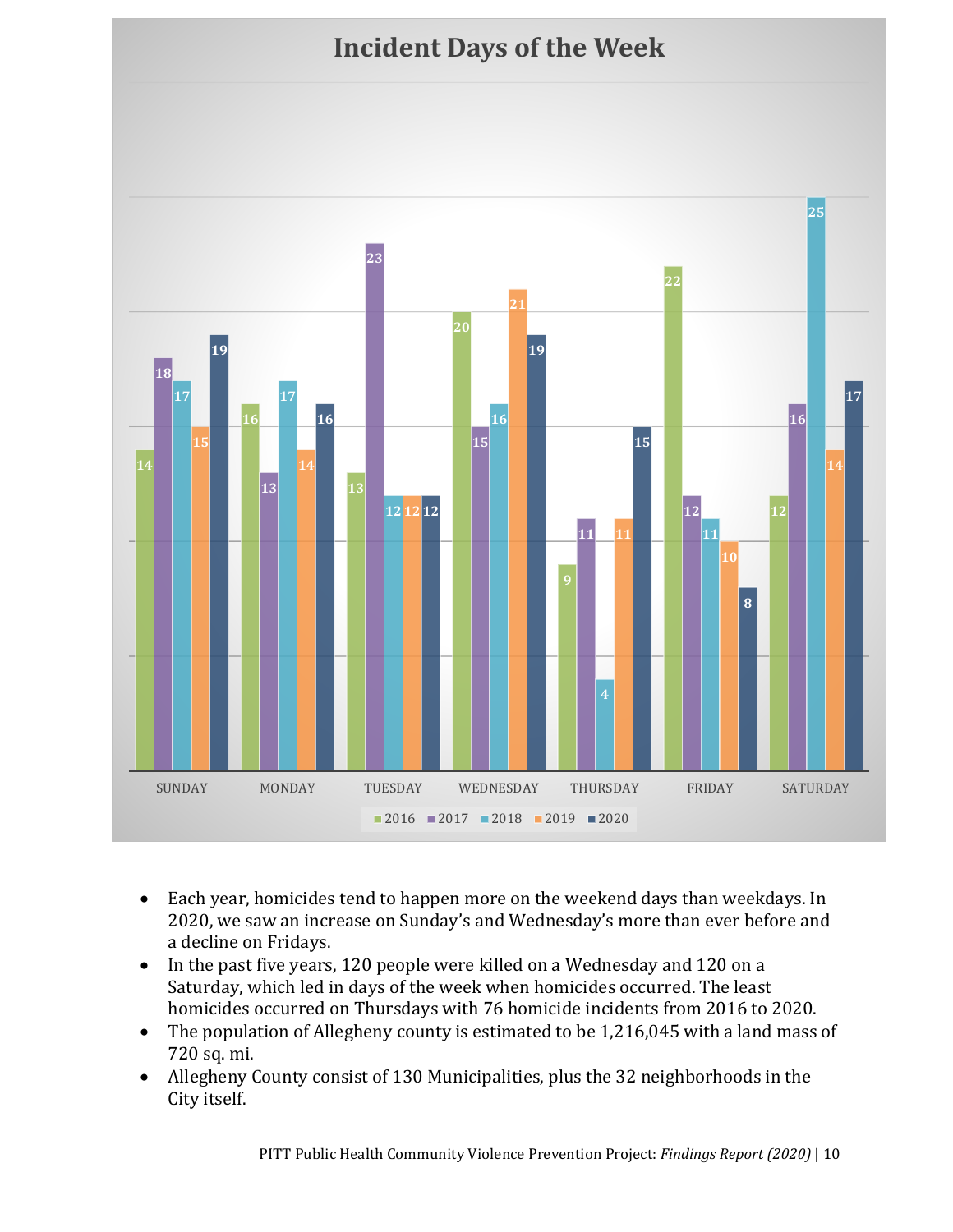## Incident Days of the Week

| | SUNDAY | MONDAY | TUESDAY | WEDNESDAY | THURSDAY | FRIDAY | SATURDAY |
|---|---|---|---|---|---|---|---|
| 2016 | 14 | 16 | 13 | 20 | 9 | 22 | 12 |
| 2017 | 18 | 13 | 23 | 15 | 11 | 12 | 16 |
| 2018 | 17 | 17 | 12 | 16 | 4 | 11 | 25 |
| 2019 | 15 | 14 | 12 | 21 | 11 | 10 | 14 |
| 2020 | 19 | 16 | 12 | 19 | 15 | 8 | 17 |

- Each year, homicides tend to happen more on the weekend days than weekdays. In 2020, we saw an increase on Sunday's and Wednesday's more than ever before and a decline on Fridays.
- In the past five years, 120 people were killed on a Wednesday and 120 on a Saturday, which led in days of the week when homicides occurred. The least homicides occurred on Thursdays with 76 homicide incidents from 2016 to 2020.
- The population of Allegheny county is estimated to be 1,216,045 with a land mass of 720 sq. mi.
- Allegheny County consist of 130 Municipalities, plus the 32 neighborhoods in the City itself.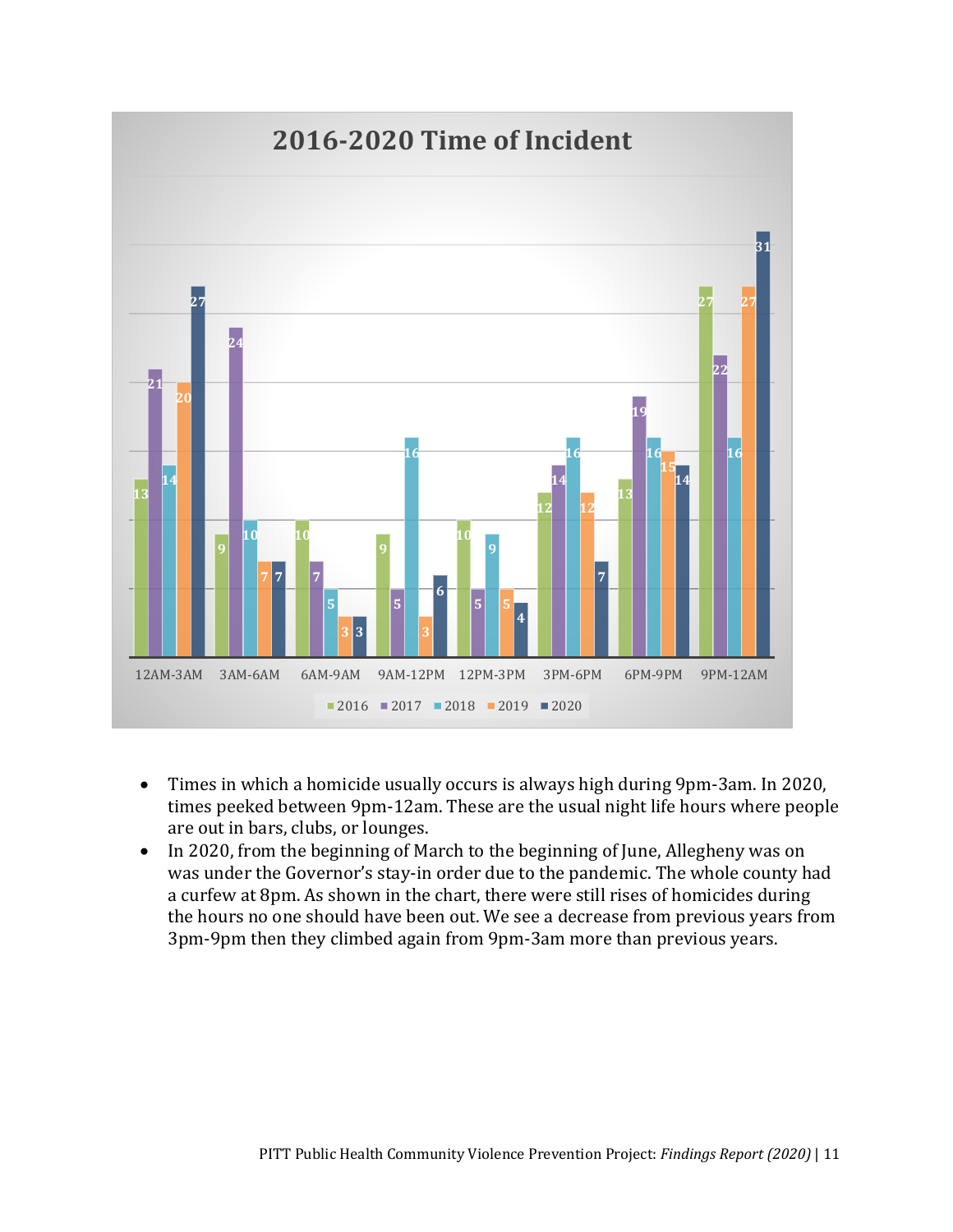## 2016-2020 Time of Incident

| Time | 2016 | 2017 | 2018 | 2019 | 2020 |
|---|---|---|---|---|---|
| 12AM-3AM | 13 | 21 | 14 | 20 | 27 |
| 3AM-6AM | 9 | 24 | 10 | 7 | 7 |
| 6AM-9AM | 10 | 7 | 5 | 3 | 3 |
| 9AM-12PM | 9 | 5 | 16 | 3 | 6 |
| 12PM-3PM | 10 | 5 | 9 | 5 | 4 |
| 3PM-6PM | 12 | 14 | 16 | 12 | 7 |
| 6PM-9PM | 13 | 19 | 16 | 15 | 14 |
| 9PM-12AM | 27 | 22 | 16 | 27 | 31 |

- Times in which a homicide usually occurs is always high during 9pm-3am. In 2020, times peeked between 9pm-12am. These are the usual night life hours where people are out in bars, clubs, or lounges.
- In 2020, from the beginning of March to the beginning of June, Allegheny was on was under the Governor's stay-in order due to the pandemic. The whole county had a curfew at 8pm. As shown in the chart, there were still rises of homicides during the hours no one should have been out. We see a decrease from previous years from 3pm-9pm then they climbed again from 9pm-3am more than previous years.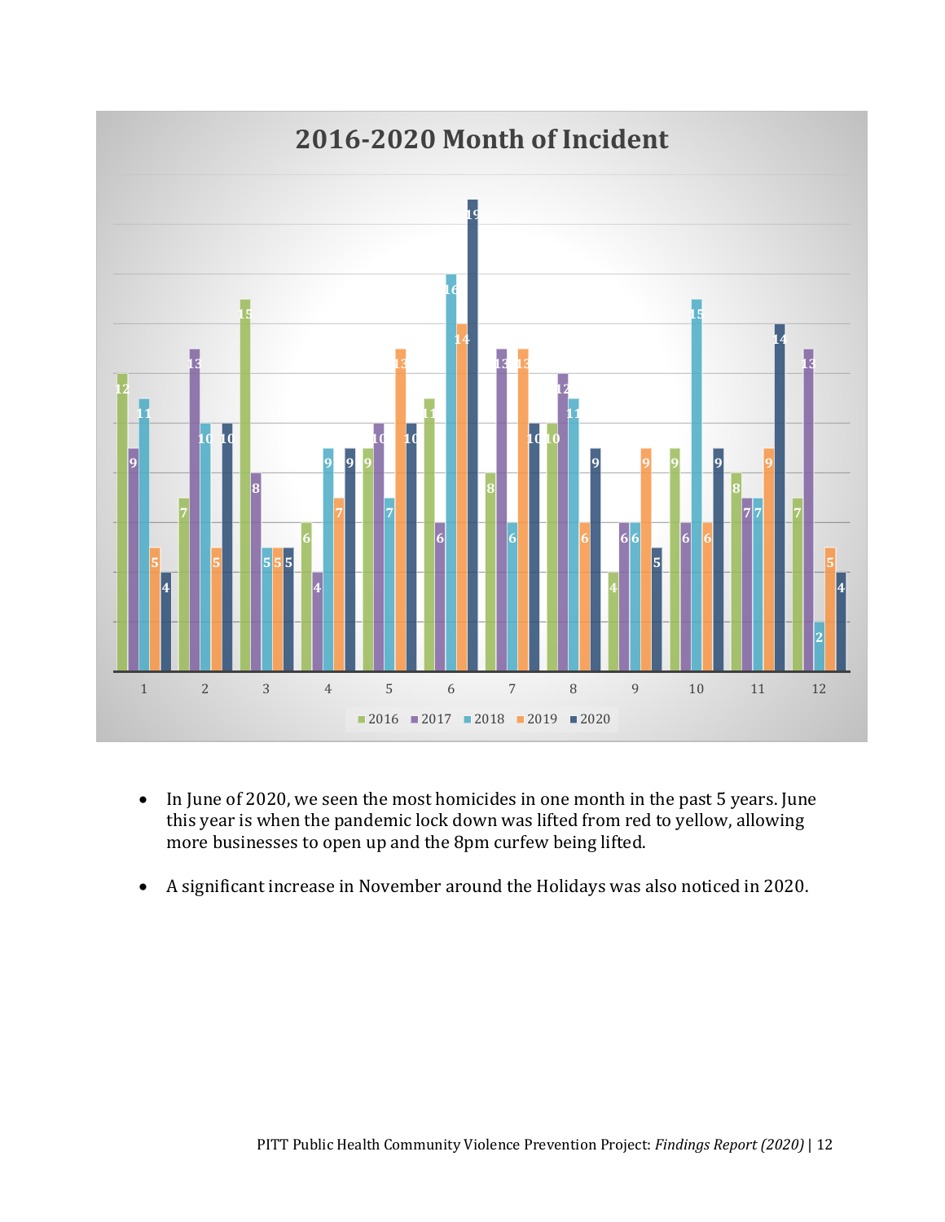## 2016-2020 Month of Incident

| Month | 2016 | 2017 | 2018 | 2019 | 2020 |
|---|---|---|---|---|---|
| 1 | 12 | 9 | 11 | 5 | 4 |
| 2 | 7 | 13 | 10 | 5 | 10 |
| 3 | 15 | 8 | 5 | 5 | 5 |
| 4 | 6 | 4 | 9 | 7 | 9 |
| 5 | 9 | 10 | 7 | 13 | 10 |
| 6 | 11 | 6 | 16 | 14 | 19 |
| 7 | 8 | 13 | 6 | 13 | 10 |
| 8 | 10 | 12 | 11 | 6 | 9 |
| 9 | 4 | 6 | 6 | 9 | 5 |
| 10 | 9 | 6 | 15 | 6 | 9 |
| 11 | 8 | 7 | 7 | 9 | 14 |
| 12 | 7 | 13 | 2 | 5 | 4 |

- In June of 2020, we seen the most homicides in one month in the past 5 years. June this year is when the pandemic lock down was lifted from red to yellow, allowing more businesses to open up and the 8pm curfew being lifted.
- A significant increase in November around the Holidays was also noticed in 2020.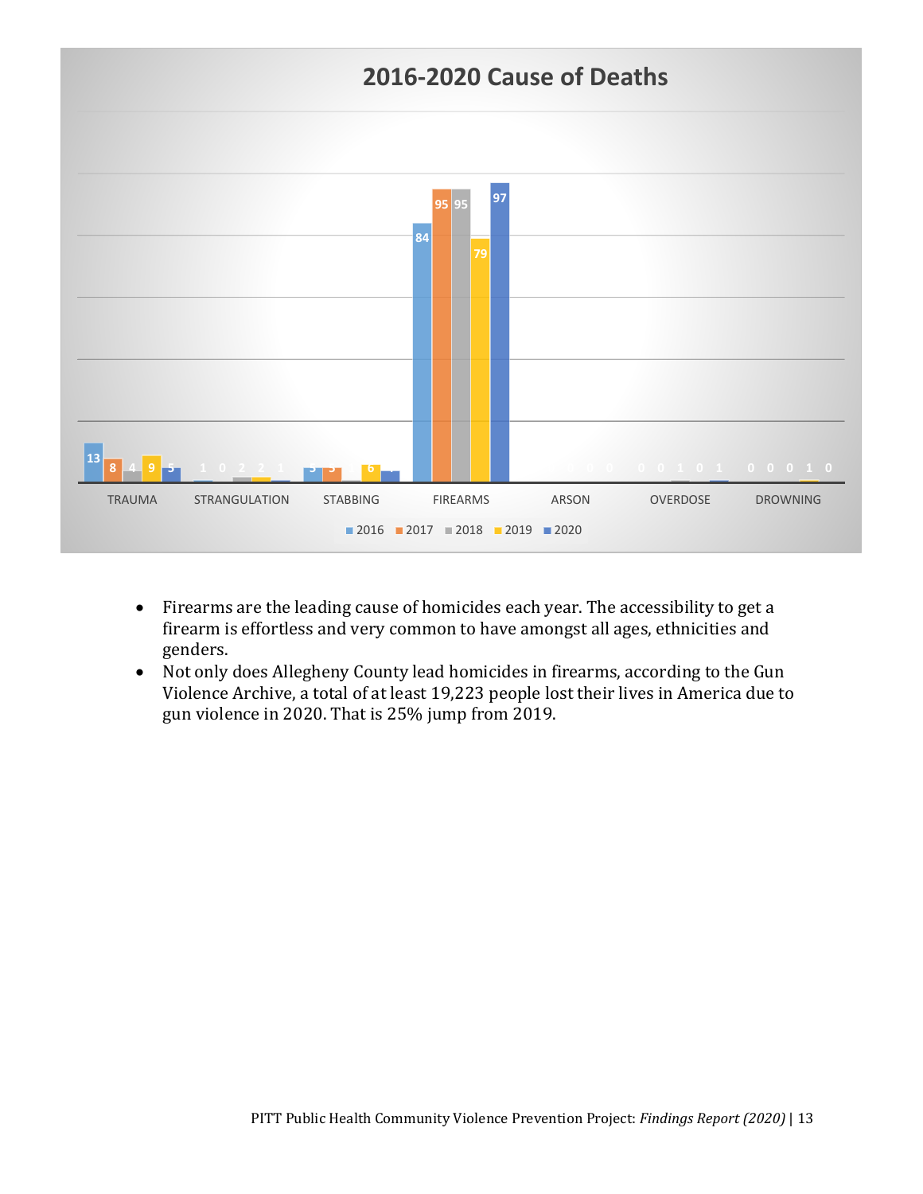## 2016-2020 Cause of Deaths

| | 2016 | 2017 | 2018 | 2019 | 2020 |
|---|---|---|---|---|---|
| TRAUMA | 13 | 8 | 4 | 9 | 5 |
| STRANGULATION | 1 | 0 | 2 | 2 | 1 |
| STABBING | 5 | 5 | 1 | 6 | 4 |
| FIREARMS | 84 | 95 | 95 | 79 | 97 |
| ARSON | 0 | 0 | 0 | 0 | 0 |
| OVERDOSE | 0 | 0 | 1 | 0 | 1 |
| DROWNING | 0 | 0 | 0 | 1 | 0 |

- Firearms are the leading cause of homicides each year. The accessibility to get a firearm is effortless and very common to have amongst all ages, ethnicities and genders.
- Not only does Allegheny County lead homicides in firearms, according to the Gun Violence Archive, a total of at least 19,223 people lost their lives in America due to gun violence in 2020. That is 25% jump from 2019.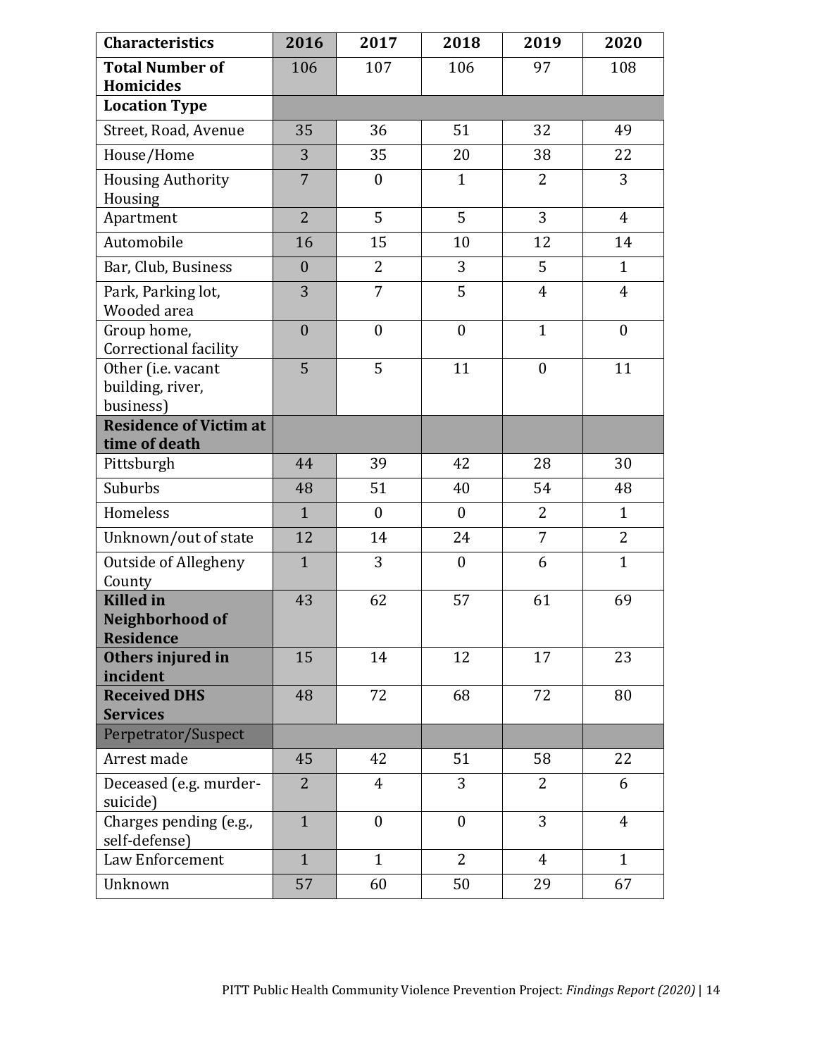| Characteristics | 2016 | 2017 | 2018 | 2019 | 2020 |
|---|---|---|---|---|---|
| **Total Number of Homicides** | 106 | 107 | 106 | 97 | 108 |
| **Location Type** | | | | | |
| Street, Road, Avenue | 35 | 36 | 51 | 32 | 49 |
| House/Home | 3 | 35 | 20 | 38 | 22 |
| Housing Authority Housing | 7 | 0 | 1 | 2 | 3 |
| Apartment | 2 | 5 | 5 | 3 | 4 |
| Automobile | 16 | 15 | 10 | 12 | 14 |
| Bar, Club, Business | 0 | 2 | 3 | 5 | 1 |
| Park, Parking lot, Wooded area | 3 | 7 | 5 | 4 | 4 |
| Group home, Correctional facility | 0 | 0 | 0 | 1 | 0 |
| Other (i.e. vacant building, river, business) | 5 | 5 | 11 | 0 | 11 |
| **Residence of Victim at time of death** | | | | | |
| Pittsburgh | 44 | 39 | 42 | 28 | 30 |
| Suburbs | 48 | 51 | 40 | 54 | 48 |
| Homeless | 1 | 0 | 0 | 2 | 1 |
| Unknown/out of state | 12 | 14 | 24 | 7 | 2 |
| Outside of Allegheny County | 1 | 3 | 0 | 6 | 1 |
| **Killed in Neighborhood of Residence** | 43 | 62 | 57 | 61 | 69 |
| **Others injured in incident** | 15 | 14 | 12 | 17 | 23 |
| **Received DHS Services** | 48 | 72 | 68 | 72 | 80 |
| Perpetrator/Suspect | | | | | |
| Arrest made | 45 | 42 | 51 | 58 | 22 |
| Deceased (e.g. murder-suicide) | 2 | 4 | 3 | 2 | 6 |
| Charges pending (e.g., self-defense) | 1 | 0 | 0 | 3 | 4 |
| Law Enforcement | 1 | 1 | 2 | 4 | 1 |
| Unknown | 57 | 60 | 50 | 29 | 67 |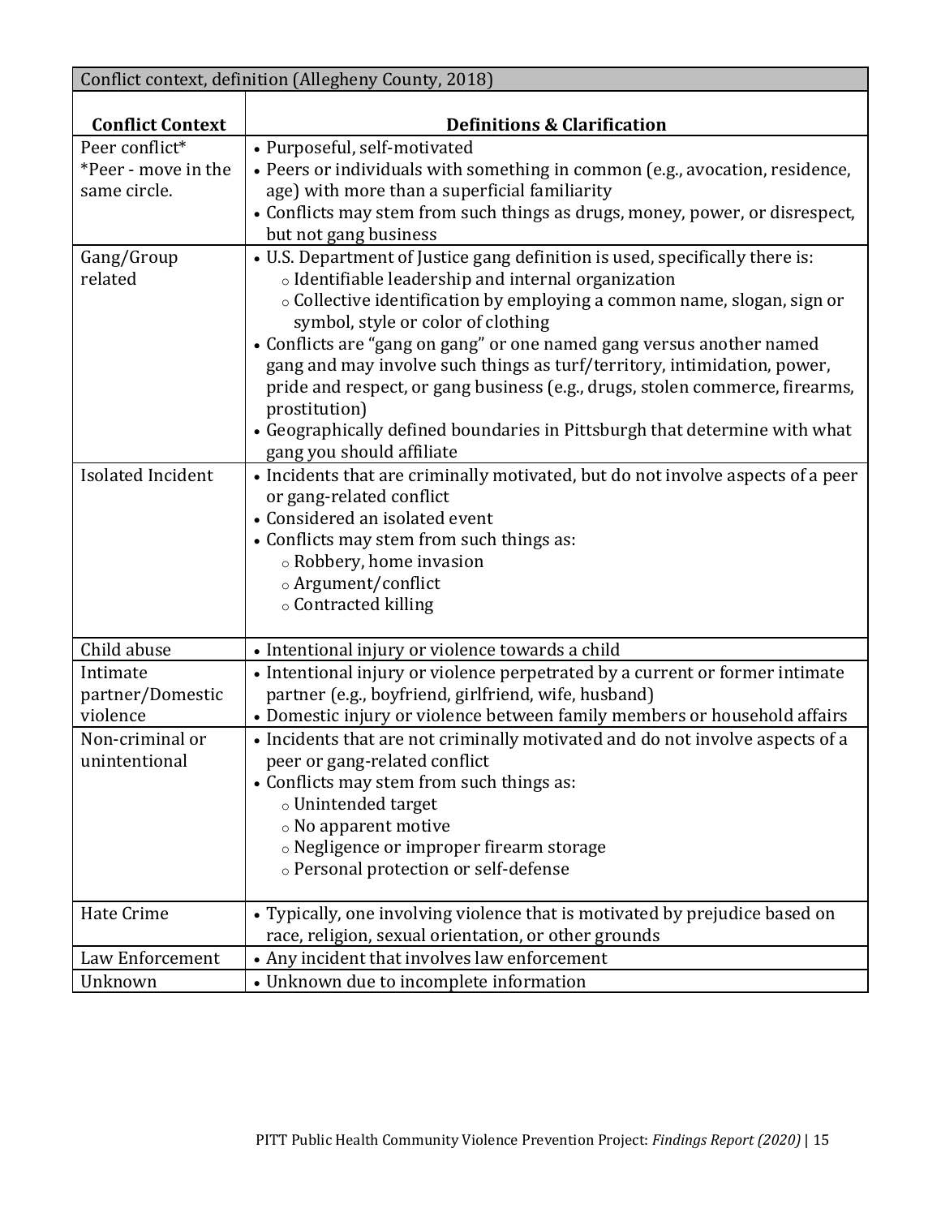Conflict context, definition (Allegheny County, 2018)

| Conflict Context | Definitions & Clarification |
|---|---|
| Peer conflict* <br> *Peer - move in the same circle. | • Purposeful, self-motivated <br> • Peers or individuals with something in common (e.g., avocation, residence, age) with more than a superficial familiarity <br> • Conflicts may stem from such things as drugs, money, power, or disrespect, but not gang business |
| Gang/Group related | • U.S. Department of Justice gang definition is used, specifically there is: <br> ○ Identifiable leadership and internal organization <br> ○ Collective identification by employing a common name, slogan, sign or symbol, style or color of clothing <br> • Conflicts are "gang on gang" or one named gang versus another named gang and may involve such things as turf/territory, intimidation, power, pride and respect, or gang business (e.g., drugs, stolen commerce, firearms, prostitution) <br> • Geographically defined boundaries in Pittsburgh that determine with what gang you should affiliate |
| Isolated Incident | • Incidents that are criminally motivated, but do not involve aspects of a peer or gang-related conflict <br> • Considered an isolated event <br> • Conflicts may stem from such things as: <br> ○ Robbery, home invasion <br> ○ Argument/conflict <br> ○ Contracted killing |
| Child abuse | • Intentional injury or violence towards a child |
| Intimate partner/Domestic violence | • Intentional injury or violence perpetrated by a current or former intimate partner (e.g., boyfriend, girlfriend, wife, husband) <br> • Domestic injury or violence between family members or household affairs |
| Non-criminal or unintentional | • Incidents that are not criminally motivated and do not involve aspects of a peer or gang-related conflict <br> • Conflicts may stem from such things as: <br> ○ Unintended target <br> ○ No apparent motive <br> ○ Negligence or improper firearm storage <br> ○ Personal protection or self-defense |
| Hate Crime | • Typically, one involving violence that is motivated by prejudice based on race, religion, sexual orientation, or other grounds |
| Law Enforcement | • Any incident that involves law enforcement |
| Unknown | • Unknown due to incomplete information |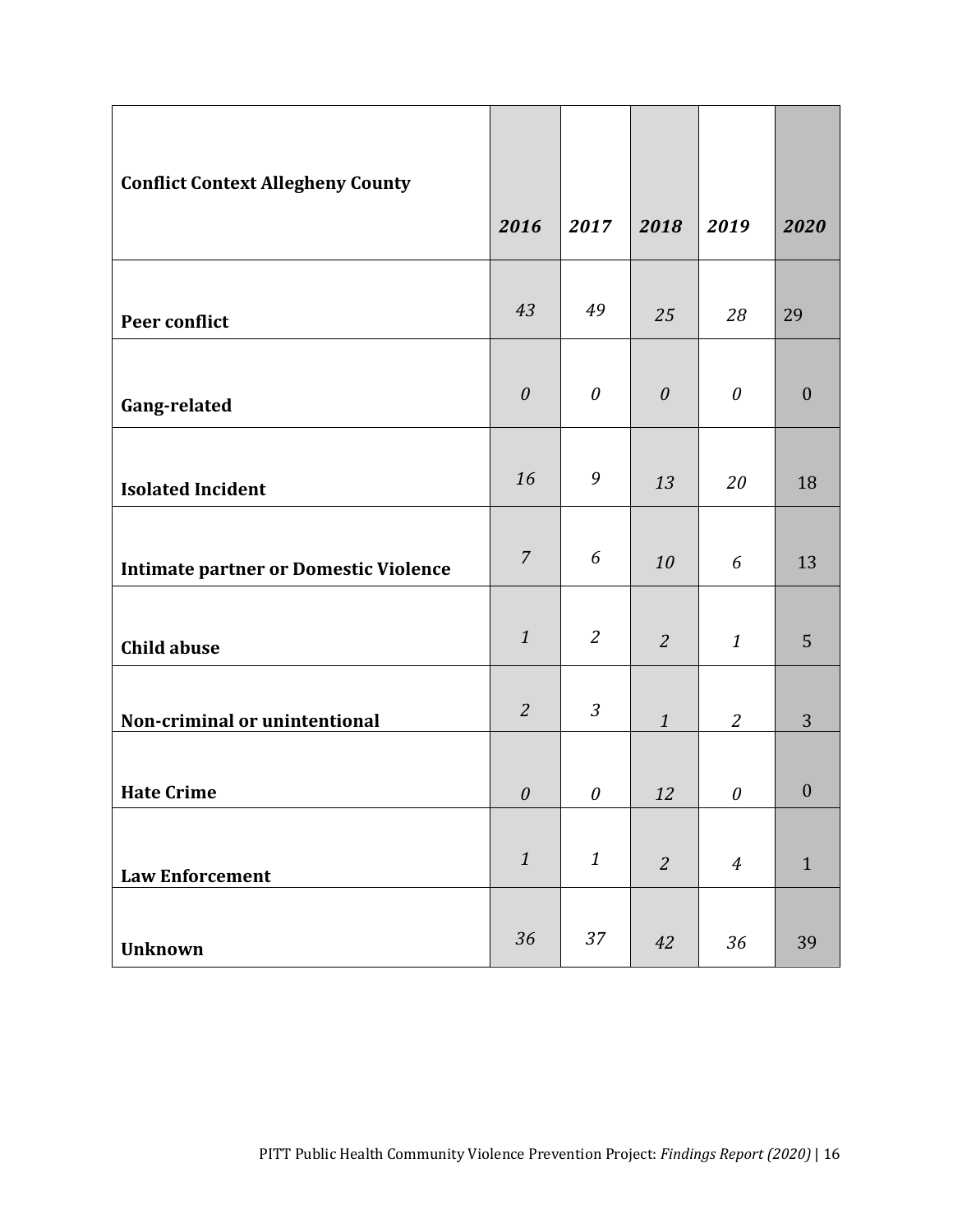| Conflict Context Allegheny County | *2016* | *2017* | *2018* | *2019* | *2020* |
|---|---|---|---|---|---|
| **Peer conflict** | *43* | *49* | *25* | *28* | 29 |
| **Gang-related** | *0* | *0* | *0* | *0* | 0 |
| **Isolated Incident** | *16* | *9* | *13* | *20* | 18 |
| **Intimate partner or Domestic Violence** | *7* | *6* | *10* | *6* | 13 |
| **Child abuse** | *1* | *2* | *2* | *1* | 5 |
| **Non-criminal or unintentional** | *2* | *3* | *1* | *2* | 3 |
| **Hate Crime** | *0* | *0* | *12* | *0* | 0 |
| **Law Enforcement** | *1* | *1* | *2* | *4* | 1 |
| **Unknown** | *36* | *37* | *42* | *36* | 39 |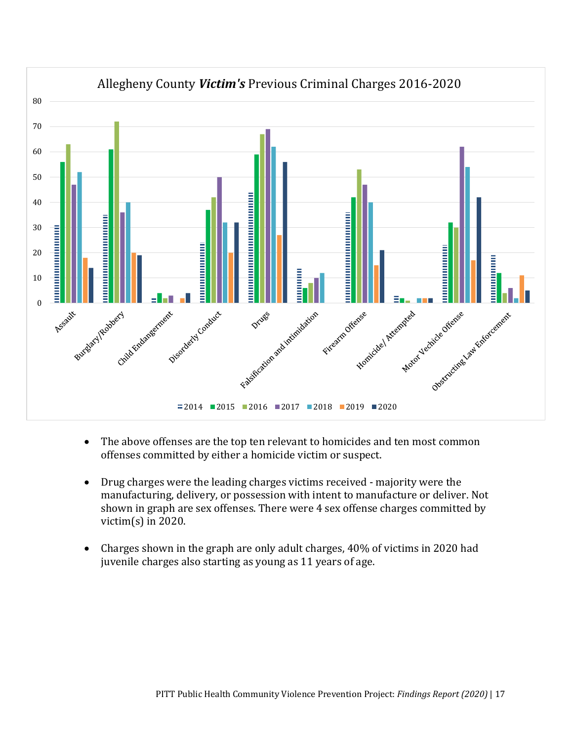Allegheny County ***Victim's*** Previous Criminal Charges 2016-2020

| Charge | 2014 | 2015 | 2016 | 2017 | 2018 | 2019 | 2020 |
|---|---|---|---|---|---|---|---|
| Assault | 31 | 56 | 63 | 47 | 52 | 18 | 14 |
| Burglary/Robbery | 35 | 61 | 72 | 36 | 40 | 20 | 19 |
| Child Endangerment | 2 | 4 | 2 | 3 | | 2 | 4 |
| Disorderly Conduct | 24 | 37 | 42 | 50 | 32 | 20 | 32 |
| Drugs | 44 | 59 | 67 | 69 | 62 | 27 | 56 |
| Falsification and intimidation | 14 | 6 | 8 | 10 | 12 | | |
| Firearm Offense | 36 | 42 | 53 | 47 | 40 | 15 | 21 |
| Homicide/ Attempted | 3 | 2 | 1 | | 2 | 2 | 2 |
| Motor Vechicle Offense | 23 | 32 | 30 | 62 | 54 | 17 | 42 |
| Obstructing Law Enforcement | 19 | 12 | 4 | 6 | 2 | 11 | 5 |

- The above offenses are the top ten relevant to homicides and ten most common offenses committed by either a homicide victim or suspect.

- Drug charges were the leading charges victims received - majority were the manufacturing, delivery, or possession with intent to manufacture or deliver. Not shown in graph are sex offenses. There were 4 sex offense charges committed by victim(s) in 2020.

- Charges shown in the graph are only adult charges, 40% of victims in 2020 had juvenile charges also starting as young as 11 years of age.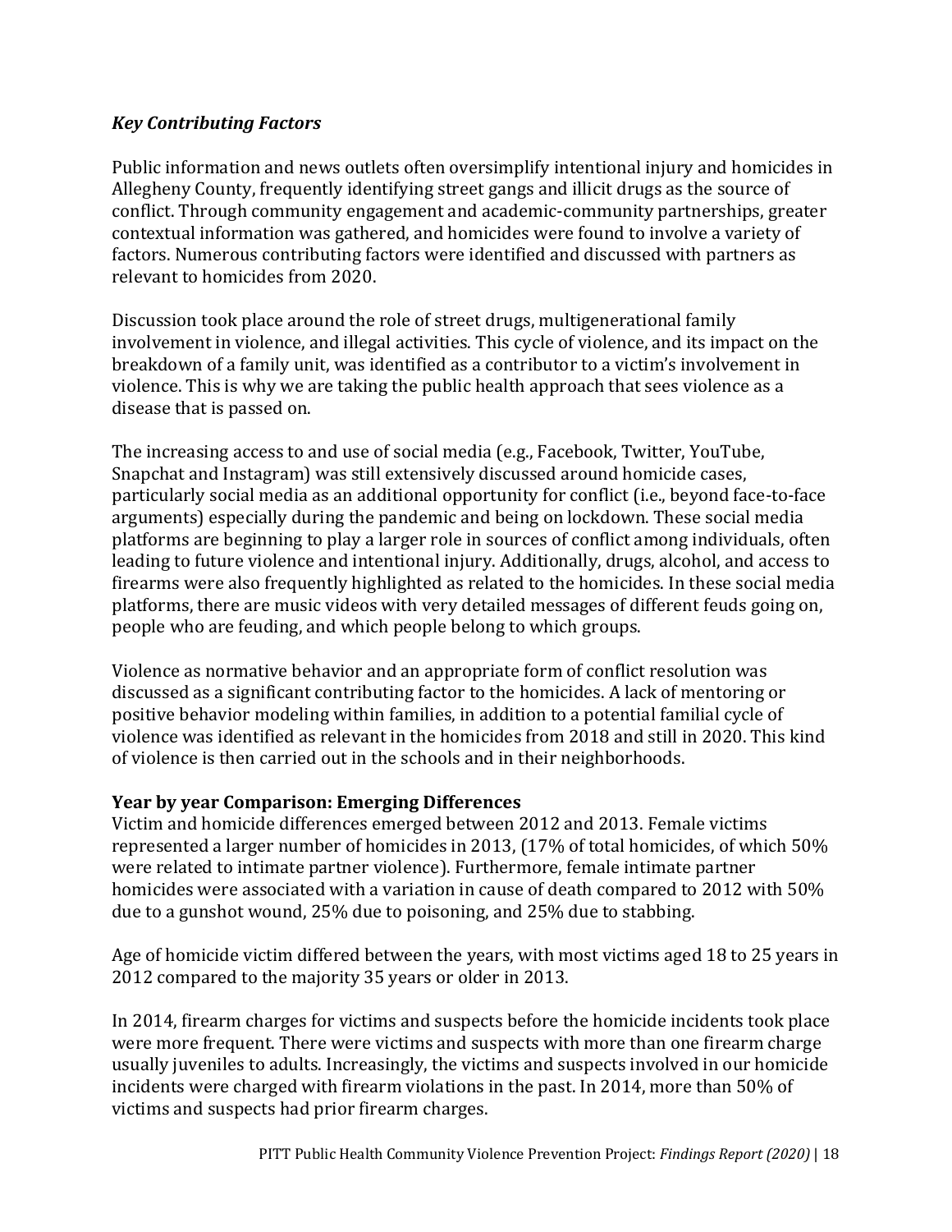### *Key Contributing Factors*

Public information and news outlets often oversimplify intentional injury and homicides in Allegheny County, frequently identifying street gangs and illicit drugs as the source of conflict. Through community engagement and academic-community partnerships, greater contextual information was gathered, and homicides were found to involve a variety of factors. Numerous contributing factors were identified and discussed with partners as relevant to homicides from 2020.

Discussion took place around the role of street drugs, multigenerational family involvement in violence, and illegal activities. This cycle of violence, and its impact on the breakdown of a family unit, was identified as a contributor to a victim's involvement in violence. This is why we are taking the public health approach that sees violence as a disease that is passed on.

The increasing access to and use of social media (e.g., Facebook, Twitter, YouTube, Snapchat and Instagram) was still extensively discussed around homicide cases, particularly social media as an additional opportunity for conflict (i.e., beyond face-to-face arguments) especially during the pandemic and being on lockdown. These social media platforms are beginning to play a larger role in sources of conflict among individuals, often leading to future violence and intentional injury. Additionally, drugs, alcohol, and access to firearms were also frequently highlighted as related to the homicides. In these social media platforms, there are music videos with very detailed messages of different feuds going on, people who are feuding, and which people belong to which groups.

Violence as normative behavior and an appropriate form of conflict resolution was discussed as a significant contributing factor to the homicides. A lack of mentoring or positive behavior modeling within families, in addition to a potential familial cycle of violence was identified as relevant in the homicides from 2018 and still in 2020. This kind of violence is then carried out in the schools and in their neighborhoods.

**Year by year Comparison: Emerging Differences**

Victim and homicide differences emerged between 2012 and 2013. Female victims represented a larger number of homicides in 2013, (17% of total homicides, of which 50% were related to intimate partner violence). Furthermore, female intimate partner homicides were associated with a variation in cause of death compared to 2012 with 50% due to a gunshot wound, 25% due to poisoning, and 25% due to stabbing.

Age of homicide victim differed between the years, with most victims aged 18 to 25 years in 2012 compared to the majority 35 years or older in 2013.

In 2014, firearm charges for victims and suspects before the homicide incidents took place were more frequent. There were victims and suspects with more than one firearm charge usually juveniles to adults. Increasingly, the victims and suspects involved in our homicide incidents were charged with firearm violations in the past. In 2014, more than 50% of victims and suspects had prior firearm charges.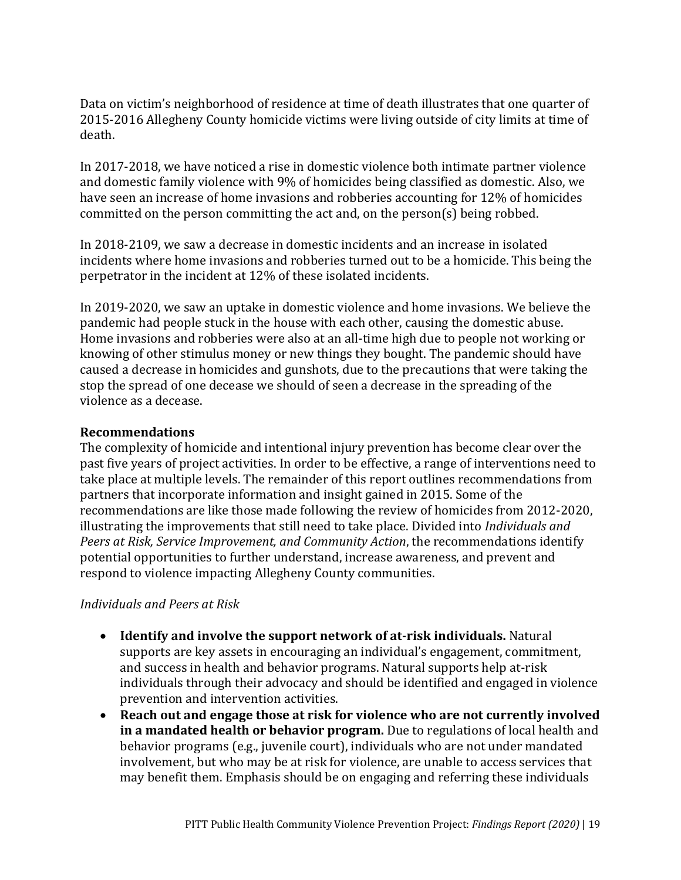Data on victim's neighborhood of residence at time of death illustrates that one quarter of 2015-2016 Allegheny County homicide victims were living outside of city limits at time of death.

In 2017-2018, we have noticed a rise in domestic violence both intimate partner violence and domestic family violence with 9% of homicides being classified as domestic. Also, we have seen an increase of home invasions and robberies accounting for 12% of homicides committed on the person committing the act and, on the person(s) being robbed.

In 2018-2109, we saw a decrease in domestic incidents and an increase in isolated incidents where home invasions and robberies turned out to be a homicide. This being the perpetrator in the incident at 12% of these isolated incidents.

In 2019-2020, we saw an uptake in domestic violence and home invasions. We believe the pandemic had people stuck in the house with each other, causing the domestic abuse. Home invasions and robberies were also at an all-time high due to people not working or knowing of other stimulus money or new things they bought. The pandemic should have caused a decrease in homicides and gunshots, due to the precautions that were taking the stop the spread of one decease we should of seen a decrease in the spreading of the violence as a decease.

**Recommendations**

The complexity of homicide and intentional injury prevention has become clear over the past five years of project activities. In order to be effective, a range of interventions need to take place at multiple levels. The remainder of this report outlines recommendations from partners that incorporate information and insight gained in 2015. Some of the recommendations are like those made following the review of homicides from 2012-2020, illustrating the improvements that still need to take place. Divided into *Individuals and Peers at Risk, Service Improvement, and Community Action*, the recommendations identify potential opportunities to further understand, increase awareness, and prevent and respond to violence impacting Allegheny County communities.

*Individuals and Peers at Risk*

- **Identify and involve the support network of at-risk individuals.** Natural supports are key assets in encouraging an individual's engagement, commitment, and success in health and behavior programs. Natural supports help at-risk individuals through their advocacy and should be identified and engaged in violence prevention and intervention activities.
- **Reach out and engage those at risk for violence who are not currently involved in a mandated health or behavior program.** Due to regulations of local health and behavior programs (e.g., juvenile court), individuals who are not under mandated involvement, but who may be at risk for violence, are unable to access services that may benefit them. Emphasis should be on engaging and referring these individuals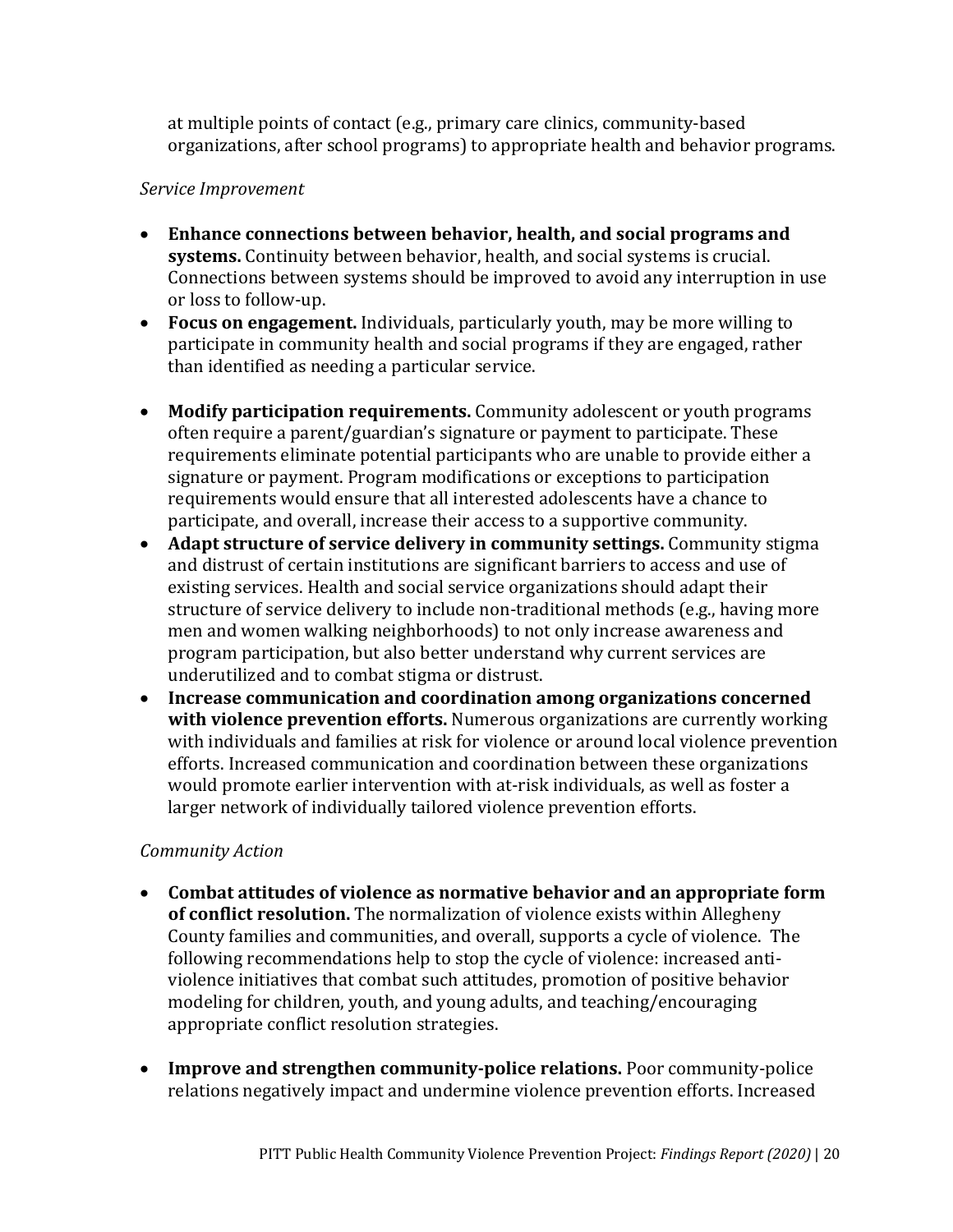at multiple points of contact (e.g., primary care clinics, community-based organizations, after school programs) to appropriate health and behavior programs.

*Service Improvement*

- **Enhance connections between behavior, health, and social programs and systems.** Continuity between behavior, health, and social systems is crucial. Connections between systems should be improved to avoid any interruption in use or loss to follow-up.
- **Focus on engagement.** Individuals, particularly youth, may be more willing to participate in community health and social programs if they are engaged, rather than identified as needing a particular service.
- **Modify participation requirements.** Community adolescent or youth programs often require a parent/guardian's signature or payment to participate. These requirements eliminate potential participants who are unable to provide either a signature or payment. Program modifications or exceptions to participation requirements would ensure that all interested adolescents have a chance to participate, and overall, increase their access to a supportive community.
- **Adapt structure of service delivery in community settings.** Community stigma and distrust of certain institutions are significant barriers to access and use of existing services. Health and social service organizations should adapt their structure of service delivery to include non-traditional methods (e.g., having more men and women walking neighborhoods) to not only increase awareness and program participation, but also better understand why current services are underutilized and to combat stigma or distrust.
- **Increase communication and coordination among organizations concerned with violence prevention efforts.** Numerous organizations are currently working with individuals and families at risk for violence or around local violence prevention efforts. Increased communication and coordination between these organizations would promote earlier intervention with at-risk individuals, as well as foster a larger network of individually tailored violence prevention efforts.

*Community Action*

- **Combat attitudes of violence as normative behavior and an appropriate form of conflict resolution.** The normalization of violence exists within Allegheny County families and communities, and overall, supports a cycle of violence. The following recommendations help to stop the cycle of violence: increased anti-violence initiatives that combat such attitudes, promotion of positive behavior modeling for children, youth, and young adults, and teaching/encouraging appropriate conflict resolution strategies.
- **Improve and strengthen community-police relations.** Poor community-police relations negatively impact and undermine violence prevention efforts. Increased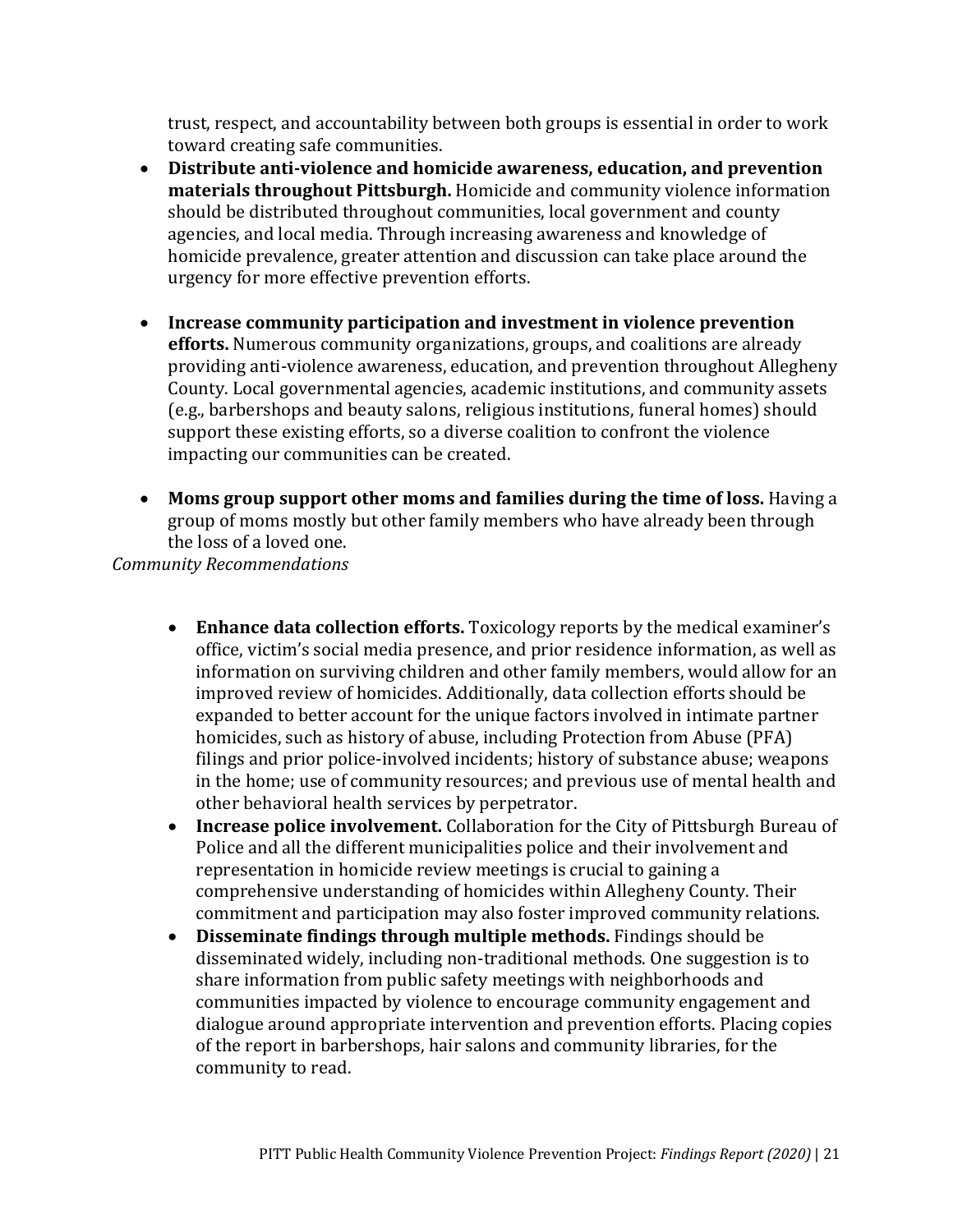trust, respect, and accountability between both groups is essential in order to work toward creating safe communities.

- **Distribute anti-violence and homicide awareness, education, and prevention materials throughout Pittsburgh.** Homicide and community violence information should be distributed throughout communities, local government and county agencies, and local media. Through increasing awareness and knowledge of homicide prevalence, greater attention and discussion can take place around the urgency for more effective prevention efforts.

- **Increase community participation and investment in violence prevention efforts.** Numerous community organizations, groups, and coalitions are already providing anti-violence awareness, education, and prevention throughout Allegheny County. Local governmental agencies, academic institutions, and community assets (e.g., barbershops and beauty salons, religious institutions, funeral homes) should support these existing efforts, so a diverse coalition to confront the violence impacting our communities can be created.

- **Moms group support other moms and families during the time of loss.** Having a group of moms mostly but other family members who have already been through the loss of a loved one.

*Community Recommendations*

- **Enhance data collection efforts.** Toxicology reports by the medical examiner's office, victim's social media presence, and prior residence information, as well as information on surviving children and other family members, would allow for an improved review of homicides. Additionally, data collection efforts should be expanded to better account for the unique factors involved in intimate partner homicides, such as history of abuse, including Protection from Abuse (PFA) filings and prior police-involved incidents; history of substance abuse; weapons in the home; use of community resources; and previous use of mental health and other behavioral health services by perpetrator.
- **Increase police involvement.** Collaboration for the City of Pittsburgh Bureau of Police and all the different municipalities police and their involvement and representation in homicide review meetings is crucial to gaining a comprehensive understanding of homicides within Allegheny County. Their commitment and participation may also foster improved community relations.
- **Disseminate findings through multiple methods.** Findings should be disseminated widely, including non-traditional methods. One suggestion is to share information from public safety meetings with neighborhoods and communities impacted by violence to encourage community engagement and dialogue around appropriate intervention and prevention efforts. Placing copies of the report in barbershops, hair salons and community libraries, for the community to read.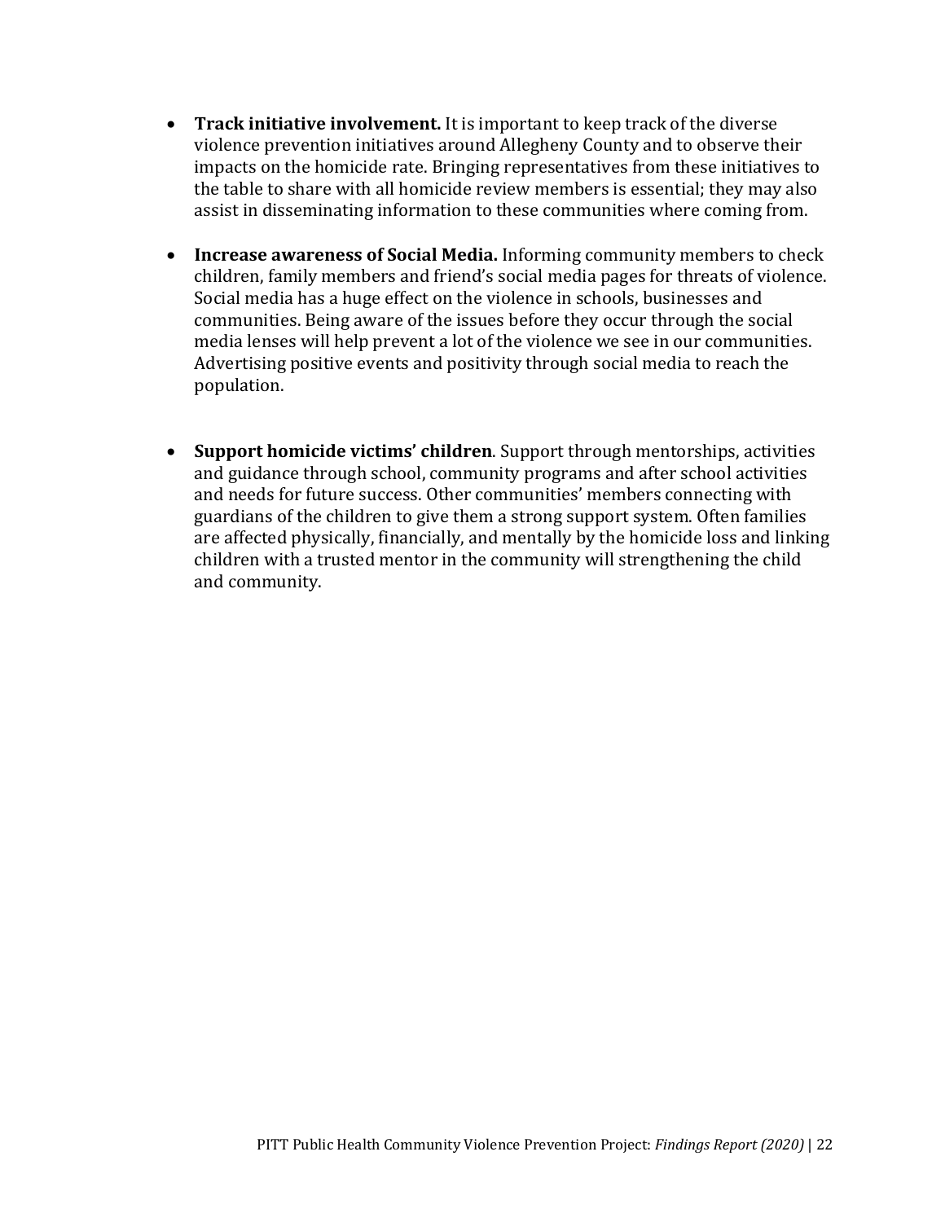- **Track initiative involvement.** It is important to keep track of the diverse violence prevention initiatives around Allegheny County and to observe their impacts on the homicide rate. Bringing representatives from these initiatives to the table to share with all homicide review members is essential; they may also assist in disseminating information to these communities where coming from.

- **Increase awareness of Social Media.** Informing community members to check children, family members and friend's social media pages for threats of violence. Social media has a huge effect on the violence in schools, businesses and communities. Being aware of the issues before they occur through the social media lenses will help prevent a lot of the violence we see in our communities. Advertising positive events and positivity through social media to reach the population.

- **Support homicide victims' children**. Support through mentorships, activities and guidance through school, community programs and after school activities and needs for future success. Other communities' members connecting with guardians of the children to give them a strong support system. Often families are affected physically, financially, and mentally by the homicide loss and linking children with a trusted mentor in the community will strengthening the child and community.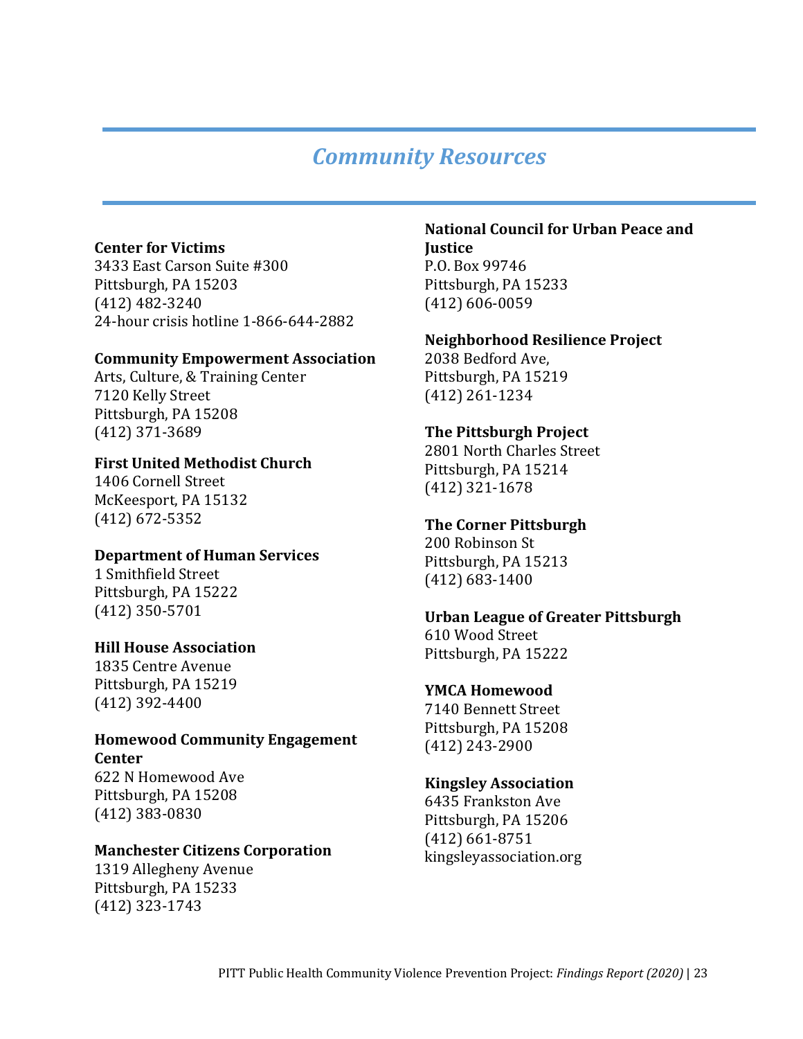# *Community Resources*

**Center for Victims**
3433 East Carson Suite #300
Pittsburgh, PA 15203
(412) 482-3240
24-hour crisis hotline 1-866-644-2882

**Community Empowerment Association**
Arts, Culture, & Training Center
7120 Kelly Street
Pittsburgh, PA 15208
(412) 371-3689

**First United Methodist Church**
1406 Cornell Street
McKeesport, PA 15132
(412) 672-5352

**Department of Human Services**
1 Smithfield Street
Pittsburgh, PA 15222
(412) 350-5701

**Hill House Association**
1835 Centre Avenue
Pittsburgh, PA 15219
(412) 392-4400

**Homewood Community Engagement Center**
622 N Homewood Ave
Pittsburgh, PA 15208
(412) 383-0830

**Manchester Citizens Corporation**
1319 Allegheny Avenue
Pittsburgh, PA 15233
(412) 323-1743

**National Council for Urban Peace and Justice**
P.O. Box 99746
Pittsburgh, PA 15233
(412) 606-0059

**Neighborhood Resilience Project**
2038 Bedford Ave,
Pittsburgh, PA 15219
(412) 261-1234

**The Pittsburgh Project**
2801 North Charles Street
Pittsburgh, PA 15214
(412) 321-1678

**The Corner Pittsburgh**
200 Robinson St
Pittsburgh, PA 15213
(412) 683-1400

**Urban League of Greater Pittsburgh**
610 Wood Street
Pittsburgh, PA 15222

**YMCA Homewood**
7140 Bennett Street
Pittsburgh, PA 15208
(412) 243-2900

**Kingsley Association**
6435 Frankston Ave
Pittsburgh, PA 15206
(412) 661-8751
kingsleyassociation.org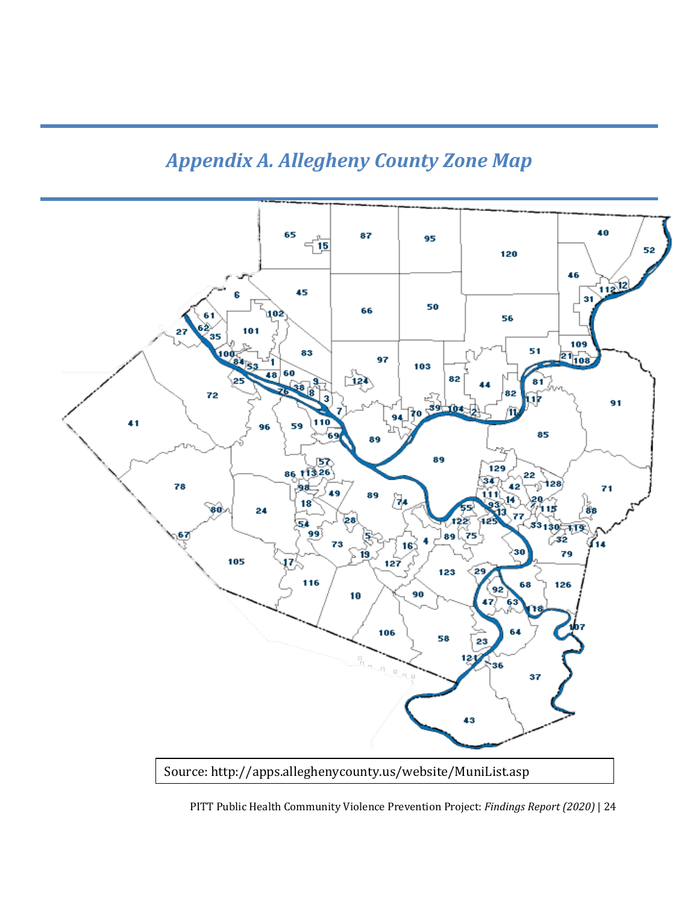# *Appendix A. Allegheny County Zone Map*

Source: http://apps.alleghenycounty.us/website/MuniList.asp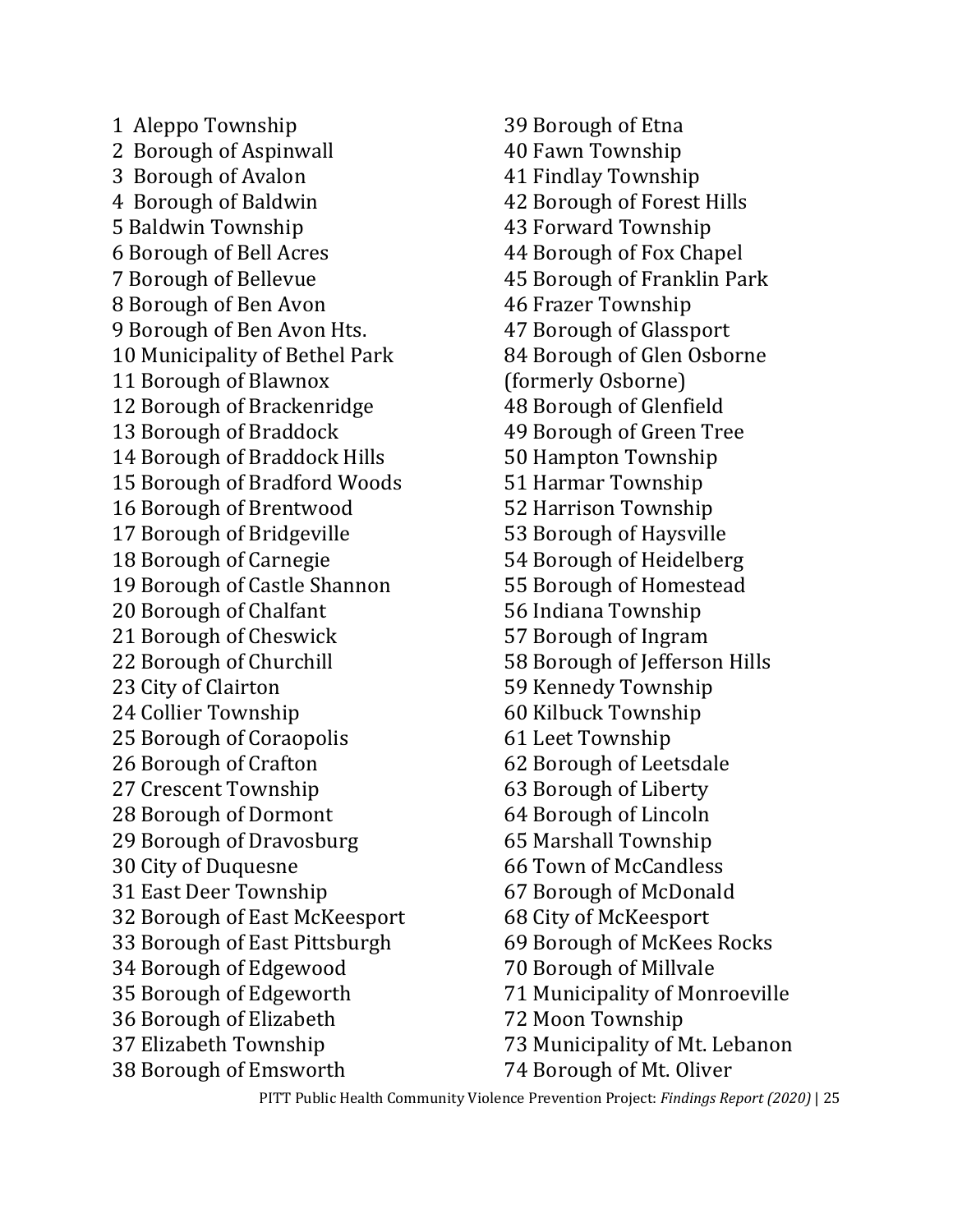1 Aleppo Township
2 Borough of Aspinwall
3 Borough of Avalon
4 Borough of Baldwin
5 Baldwin Township
6 Borough of Bell Acres
7 Borough of Bellevue
8 Borough of Ben Avon
9 Borough of Ben Avon Hts.
10 Municipality of Bethel Park
11 Borough of Blawnox
12 Borough of Brackenridge
13 Borough of Braddock
14 Borough of Braddock Hills
15 Borough of Bradford Woods
16 Borough of Brentwood
17 Borough of Bridgeville
18 Borough of Carnegie
19 Borough of Castle Shannon
20 Borough of Chalfant
21 Borough of Cheswick
22 Borough of Churchill
23 City of Clairton
24 Collier Township
25 Borough of Coraopolis
26 Borough of Crafton
27 Crescent Township
28 Borough of Dormont
29 Borough of Dravosburg
30 City of Duquesne
31 East Deer Township
32 Borough of East McKeesport
33 Borough of East Pittsburgh
34 Borough of Edgewood
35 Borough of Edgeworth
36 Borough of Elizabeth
37 Elizabeth Township
38 Borough of Emsworth
39 Borough of Etna
40 Fawn Township
41 Findlay Township
42 Borough of Forest Hills
43 Forward Township
44 Borough of Fox Chapel
45 Borough of Franklin Park
46 Frazer Township
47 Borough of Glassport
84 Borough of Glen Osborne (formerly Osborne)
48 Borough of Glenfield
49 Borough of Green Tree
50 Hampton Township
51 Harmar Township
52 Harrison Township
53 Borough of Haysville
54 Borough of Heidelberg
55 Borough of Homestead
56 Indiana Township
57 Borough of Ingram
58 Borough of Jefferson Hills
59 Kennedy Township
60 Kilbuck Township
61 Leet Township
62 Borough of Leetsdale
63 Borough of Liberty
64 Borough of Lincoln
65 Marshall Township
66 Town of McCandless
67 Borough of McDonald
68 City of McKeesport
69 Borough of McKees Rocks
70 Borough of Millvale
71 Municipality of Monroeville
72 Moon Township
73 Municipality of Mt. Lebanon
74 Borough of Mt. Oliver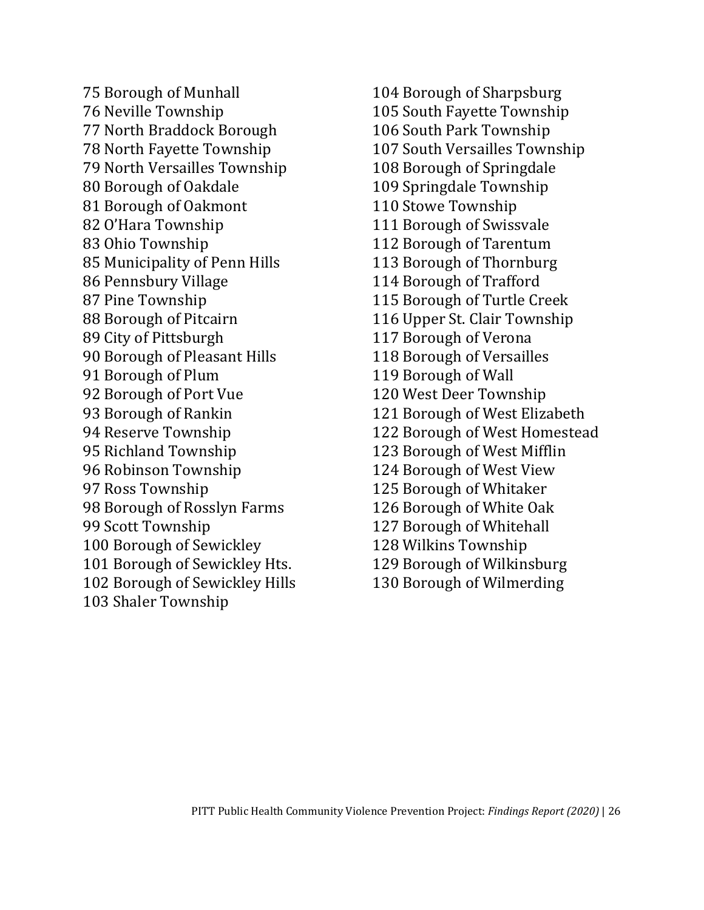75 Borough of Munhall
76 Neville Township
77 North Braddock Borough
78 North Fayette Township
79 North Versailles Township
80 Borough of Oakdale
81 Borough of Oakmont
82 O'Hara Township
83 Ohio Township
85 Municipality of Penn Hills
86 Pennsbury Village
87 Pine Township
88 Borough of Pitcairn
89 City of Pittsburgh
90 Borough of Pleasant Hills
91 Borough of Plum
92 Borough of Port Vue
93 Borough of Rankin
94 Reserve Township
95 Richland Township
96 Robinson Township
97 Ross Township
98 Borough of Rosslyn Farms
99 Scott Township
100 Borough of Sewickley
101 Borough of Sewickley Hts.
102 Borough of Sewickley Hills
103 Shaler Township
104 Borough of Sharpsburg
105 South Fayette Township
106 South Park Township
107 South Versailles Township
108 Borough of Springdale
109 Springdale Township
110 Stowe Township
111 Borough of Swissvale
112 Borough of Tarentum
113 Borough of Thornburg
114 Borough of Trafford
115 Borough of Turtle Creek
116 Upper St. Clair Township
117 Borough of Verona
118 Borough of Versailles
119 Borough of Wall
120 West Deer Township
121 Borough of West Elizabeth
122 Borough of West Homestead
123 Borough of West Mifflin
124 Borough of West View
125 Borough of Whitaker
126 Borough of White Oak
127 Borough of Whitehall
128 Wilkins Township
129 Borough of Wilkinsburg
130 Borough of Wilmerding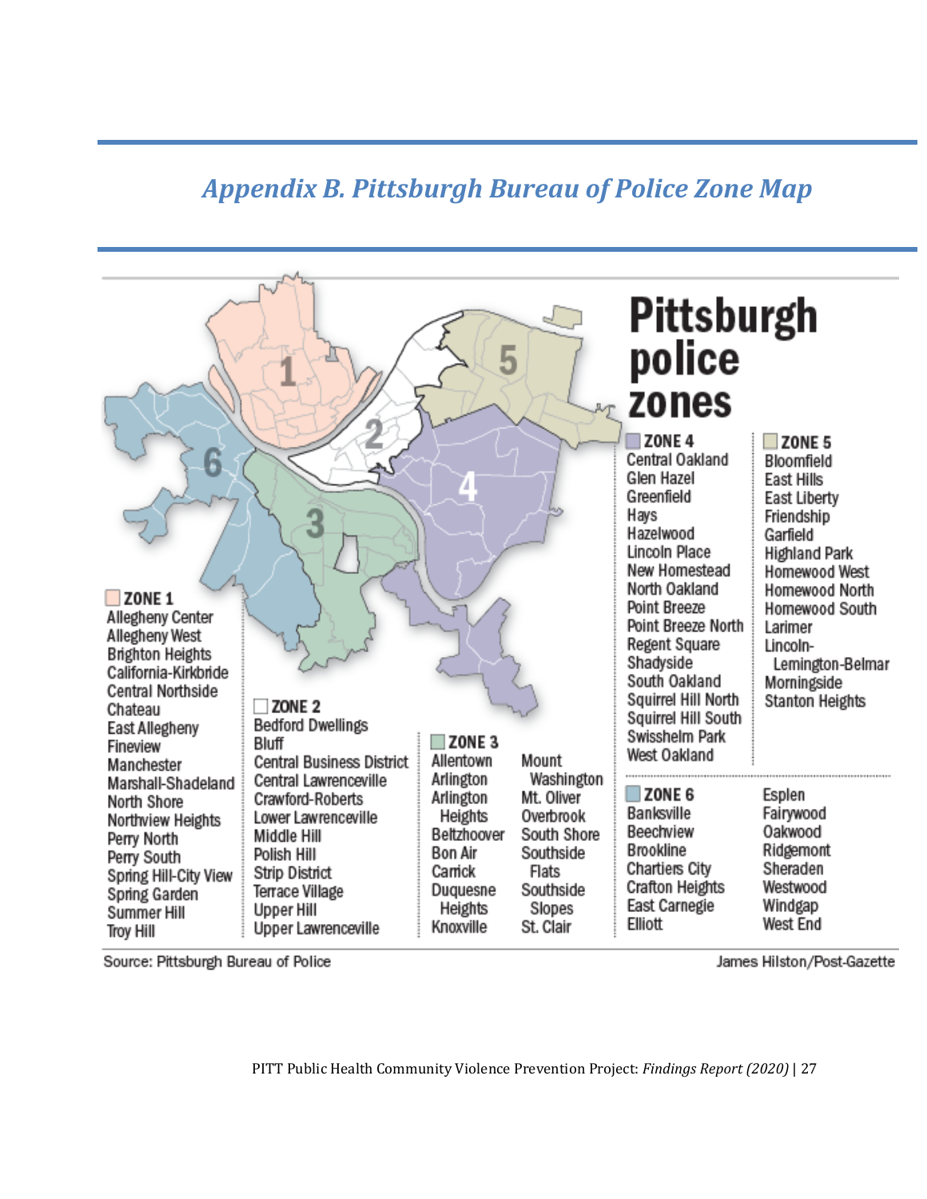## *Appendix B. Pittsburgh Bureau of Police Zone Map*

# Pittsburgh police zones

**ZONE 1**
Allegheny Center
Allegheny West
Brighton Heights
California-Kirkbride
Central Northside
Chateau
East Allegheny
Fineview
Manchester
Marshall-Shadeland
North Shore
Northview Heights
Perry North
Perry South
Spring Hill-City View
Spring Garden
Summer Hill
Troy Hill

**ZONE 2**
Bedford Dwellings
Bluff
Central Business District
Central Lawrenceville
Crawford-Roberts
Lower Lawrenceville
Middle Hill
Polish Hill
Strip District
Terrace Village
Upper Hill
Upper Lawrenceville

**ZONE 3**
Allentown
Arlington
Arlington Heights
Beltzhoover
Bon Air
Carrick
Duquesne Heights
Knoxville
Mount Washington
Mt. Oliver
Overbrook
South Shore
Southside Flats
Southside Slopes
St. Clair

**ZONE 4**
Central Oakland
Glen Hazel
Greenfield
Hays
Hazelwood
Lincoln Place
New Homestead
North Oakland
Point Breeze
Point Breeze North
Regent Square
Shadyside
South Oakland
Squirrel Hill North
Squirrel Hill South
Swisshelm Park
West Oakland

**ZONE 5**
Bloomfield
East Hills
East Liberty
Friendship
Garfield
Highland Park
Homewood West
Homewood North
Homewood South
Larimer
Lincoln-Lemington-Belmar
Morningside
Stanton Heights

**ZONE 6**
Banksville
Beechview
Brookline
Chartiers City
Crafton Heights
East Carnegie
Elliott
Esplen
Fairywood
Oakwood
Ridgemont
Sheraden
Westwood
Windgap
West End

Source: Pittsburgh Bureau of Police

James Hilston/Post-Gazette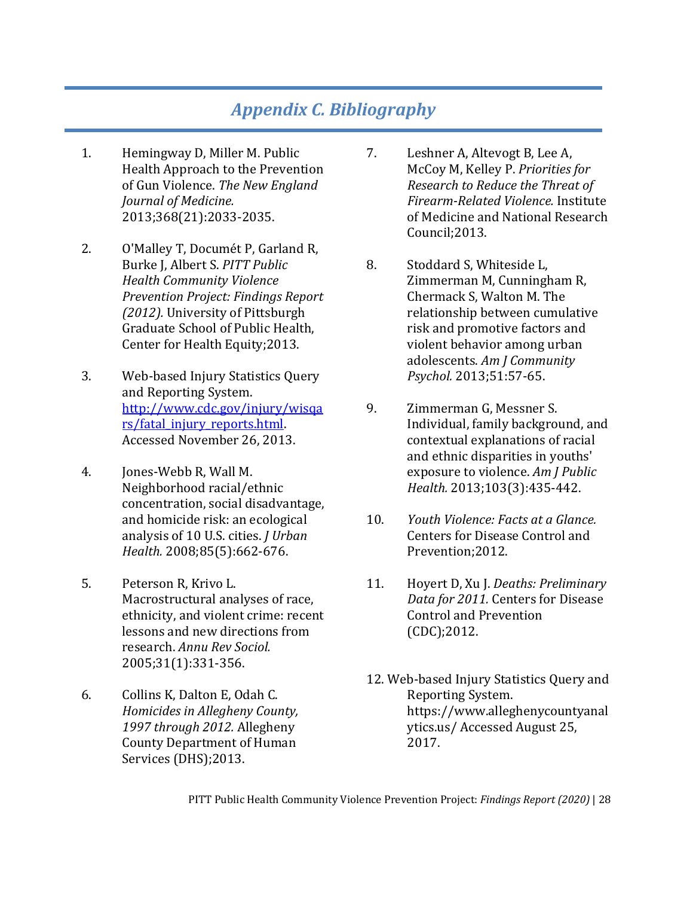# *Appendix C. Bibliography*

1. Hemingway D, Miller M. Public Health Approach to the Prevention of Gun Violence. *The New England Journal of Medicine.* 2013;368(21):2033-2035.

2. O'Malley T, Documét P, Garland R, Burke J, Albert S. *PITT Public Health Community Violence Prevention Project: Findings Report (2012).* University of Pittsburgh Graduate School of Public Health, Center for Health Equity;2013.

3. Web-based Injury Statistics Query and Reporting System. [http://www.cdc.gov/injury/wisqars/fatal_injury_reports.html](http://www.cdc.gov/injury/wisqars/fatal_injury_reports.html). Accessed November 26, 2013.

4. Jones-Webb R, Wall M. Neighborhood racial/ethnic concentration, social disadvantage, and homicide risk: an ecological analysis of 10 U.S. cities. *J Urban Health.* 2008;85(5):662-676.

5. Peterson R, Krivo L. Macrostructural analyses of race, ethnicity, and violent crime: recent lessons and new directions from research. *Annu Rev Sociol.* 2005;31(1):331-356.

6. Collins K, Dalton E, Odah C. *Homicides in Allegheny County, 1997 through 2012.* Allegheny County Department of Human Services (DHS);2013.

7. Leshner A, Altevogt B, Lee A, McCoy M, Kelley P. *Priorities for Research to Reduce the Threat of Firearm-Related Violence.* Institute of Medicine and National Research Council;2013.

8. Stoddard S, Whiteside L, Zimmerman M, Cunningham R, Chermack S, Walton M. The relationship between cumulative risk and promotive factors and violent behavior among urban adolescents. *Am J Community Psychol.* 2013;51:57-65.

9. Zimmerman G, Messner S. Individual, family background, and contextual explanations of racial and ethnic disparities in youths' exposure to violence. *Am J Public Health.* 2013;103(3):435-442.

10. *Youth Violence: Facts at a Glance.* Centers for Disease Control and Prevention;2012.

11. Hoyert D, Xu J. *Deaths: Preliminary Data for 2011.* Centers for Disease Control and Prevention (CDC);2012.

12. Web-based Injury Statistics Query and Reporting System. https://www.alleghenycountyanalytics.us/ Accessed August 25, 2017.